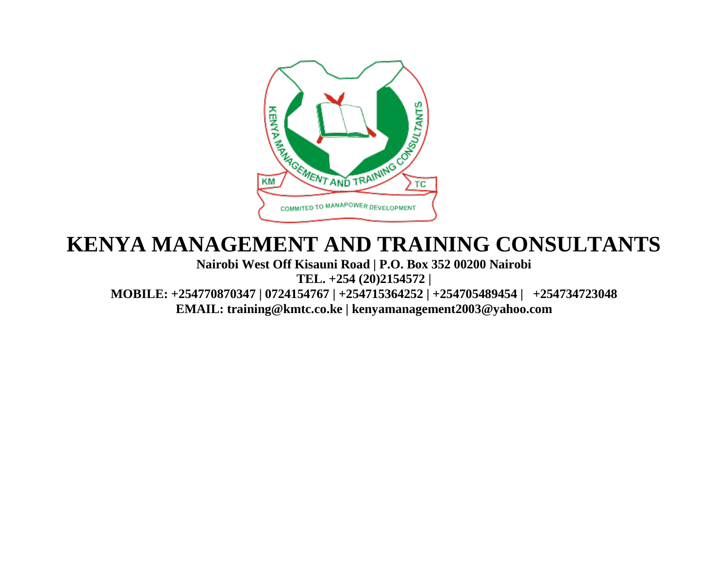# KENYA MANAGEMENT AND TRAINING CONSULTANTS

**Nairobi West Off Kisauni Road | P.O. Box 352 00200 Nairobi**

**TEL. +254 (20)2154572 |**

**MOBILE: +254770870347 | 0724154767 | +254715364252 | +254705489454 | +254734723048**

**EMAIL: training@kmtc.co.ke | kenyamanagement2003@yahoo.com**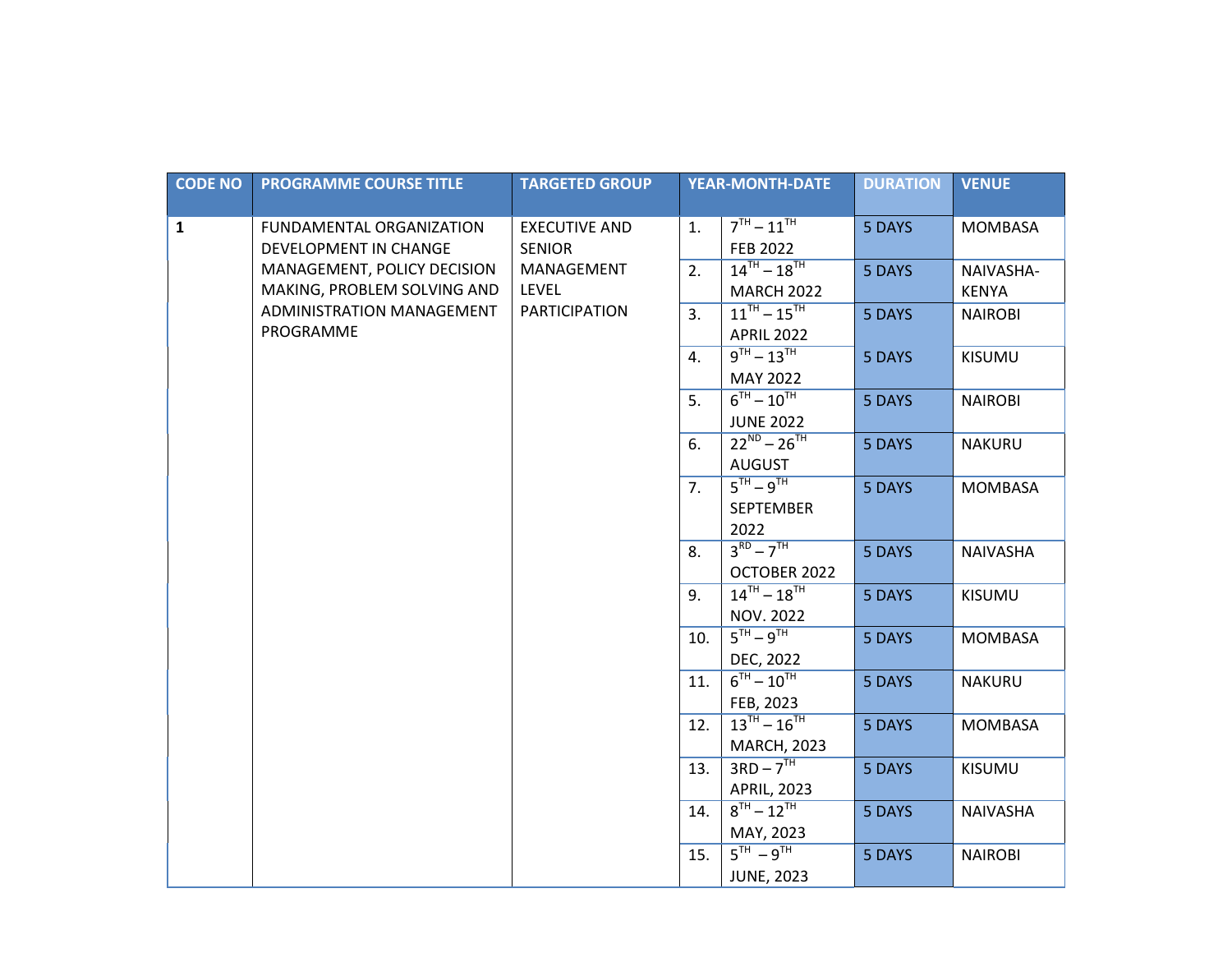| CODE NO | PROGRAMME COURSE TITLE | TARGETED GROUP | YEAR-MONTH-DATE | | DURATION | VENUE |
|---|---|---|---|---|---|---|
| 1 | FUNDAMENTAL ORGANIZATION DEVELOPMENT IN CHANGE MANAGEMENT, POLICY DECISION MAKING, PROBLEM SOLVING AND ADMINISTRATION MANAGEMENT PROGRAMME | EXECUTIVE AND SENIOR MANAGEMENT LEVEL PARTICIPATION | 1. | 7TH – 11TH FEB 2022 | 5 DAYS | MOMBASA |
| | | | 2. | 14TH – 18TH MARCH 2022 | 5 DAYS | NAIVASHA-KENYA |
| | | | 3. | 11TH – 15TH APRIL 2022 | 5 DAYS | NAIROBI |
| | | | 4. | 9TH – 13TH MAY 2022 | 5 DAYS | KISUMU |
| | | | 5. | 6TH – 10TH JUNE 2022 | 5 DAYS | NAIROBI |
| | | | 6. | 22ND – 26TH AUGUST | 5 DAYS | NAKURU |
| | | | 7. | 5TH – 9TH SEPTEMBER 2022 | 5 DAYS | MOMBASA |
| | | | 8. | 3RD – 7TH OCTOBER 2022 | 5 DAYS | NAIVASHA |
| | | | 9. | 14TH – 18TH NOV. 2022 | 5 DAYS | KISUMU |
| | | | 10. | 5TH – 9TH DEC, 2022 | 5 DAYS | MOMBASA |
| | | | 11. | 6TH – 10TH FEB, 2023 | 5 DAYS | NAKURU |
| | | | 12. | 13TH – 16TH MARCH, 2023 | 5 DAYS | MOMBASA |
| | | | 13. | 3RD – 7TH APRIL, 2023 | 5 DAYS | KISUMU |
| | | | 14. | 8TH – 12TH MAY, 2023 | 5 DAYS | NAIVASHA |
| | | | 15. | 5TH – 9TH JUNE, 2023 | 5 DAYS | NAIROBI |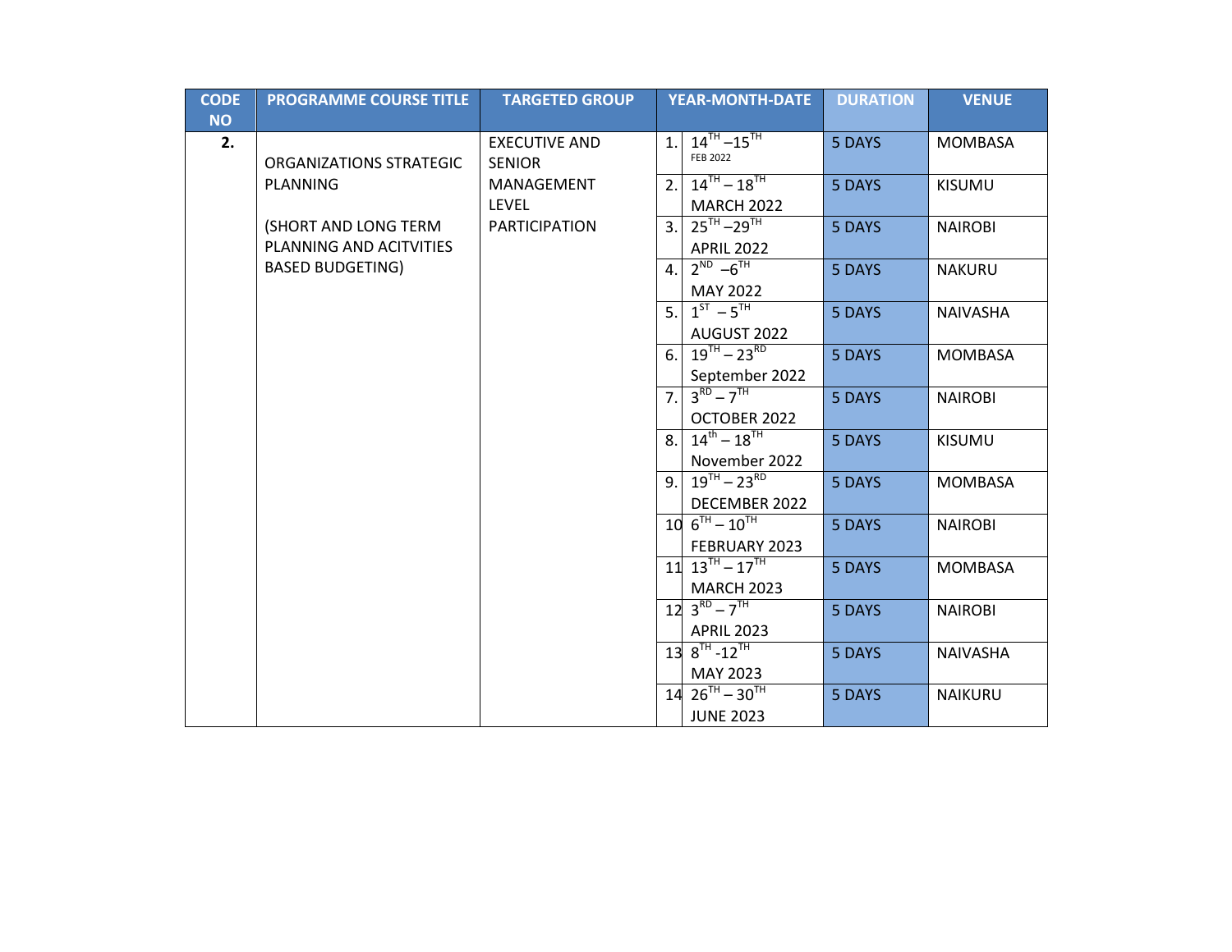| CODE NO | PROGRAMME COURSE TITLE | TARGETED GROUP | YEAR-MONTH-DATE | | DURATION | VENUE |
|---|---|---|---|---|---|---|
| **2.** | ORGANIZATIONS STRATEGIC PLANNING<br><br>(SHORT AND LONG TERM PLANNING AND ACITVITIES BASED BUDGETING) | EXECUTIVE AND SENIOR MANAGEMENT LEVEL PARTICIPATION | 1. | 14TH –15TH FEB 2022 | 5 DAYS | MOMBASA |
| | | | 2. | 14TH – 18TH MARCH 2022 | 5 DAYS | KISUMU |
| | | | 3. | 25TH –29TH APRIL 2022 | 5 DAYS | NAIROBI |
| | | | 4. | 2ND –6TH MAY 2022 | 5 DAYS | NAKURU |
| | | | 5. | 1ST – 5TH AUGUST 2022 | 5 DAYS | NAIVASHA |
| | | | 6. | 19TH – 23RD September 2022 | 5 DAYS | MOMBASA |
| | | | 7. | 3RD – 7TH OCTOBER 2022 | 5 DAYS | NAIROBI |
| | | | 8. | 14th – 18TH November 2022 | 5 DAYS | KISUMU |
| | | | 9. | 19TH – 23RD DECEMBER 2022 | 5 DAYS | MOMBASA |
| | | | 10 | 6TH – 10TH FEBRUARY 2023 | 5 DAYS | NAIROBI |
| | | | 11 | 13TH – 17TH MARCH 2023 | 5 DAYS | MOMBASA |
| | | | 12 | 3RD – 7TH APRIL 2023 | 5 DAYS | NAIROBI |
| | | | 13 | 8TH -12TH MAY 2023 | 5 DAYS | NAIVASHA |
| | | | 14 | 26TH – 30TH JUNE 2023 | 5 DAYS | NAIKURU |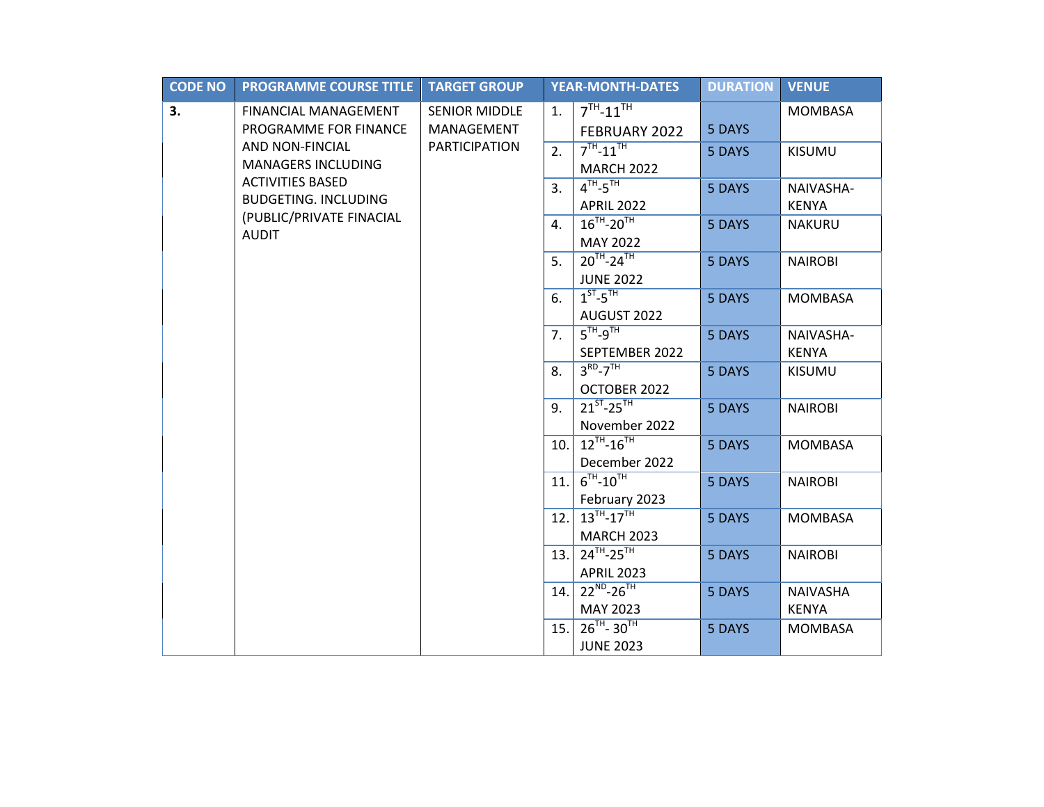| CODE NO | PROGRAMME COURSE TITLE | TARGET GROUP | YEAR-MONTH-DATES | | DURATION | VENUE |
|---|---|---|---|---|---|---|
| **3.** | FINANCIAL MANAGEMENT PROGRAMME FOR FINANCE AND NON-FINCIAL MANAGERS INCLUDING ACTIVITIES BASED BUDGETING. INCLUDING (PUBLIC/PRIVATE FINACIAL AUDIT | SENIOR MIDDLE MANAGEMENT PARTICIPATION | 1. | 7TH-11TH FEBRUARY 2022 | 5 DAYS | MOMBASA |
| | | | 2. | 7TH-11TH MARCH 2022 | 5 DAYS | KISUMU |
| | | | 3. | 4TH-5TH APRIL 2022 | 5 DAYS | NAIVASHA-KENYA |
| | | | 4. | 16TH-20TH MAY 2022 | 5 DAYS | NAKURU |
| | | | 5. | 20TH-24TH JUNE 2022 | 5 DAYS | NAIROBI |
| | | | 6. | 1ST-5TH AUGUST 2022 | 5 DAYS | MOMBASA |
| | | | 7. | 5TH-9TH SEPTEMBER 2022 | 5 DAYS | NAIVASHA-KENYA |
| | | | 8. | 3RD-7TH OCTOBER 2022 | 5 DAYS | KISUMU |
| | | | 9. | 21ST-25TH November 2022 | 5 DAYS | NAIROBI |
| | | | 10. | 12TH-16TH December 2022 | 5 DAYS | MOMBASA |
| | | | 11. | 6TH-10TH February 2023 | 5 DAYS | NAIROBI |
| | | | 12. | 13TH-17TH MARCH 2023 | 5 DAYS | MOMBASA |
| | | | 13. | 24TH-25TH APRIL 2023 | 5 DAYS | NAIROBI |
| | | | 14. | 22ND-26TH MAY 2023 | 5 DAYS | NAIVASHA KENYA |
| | | | 15. | 26TH- 30TH JUNE 2023 | 5 DAYS | MOMBASA |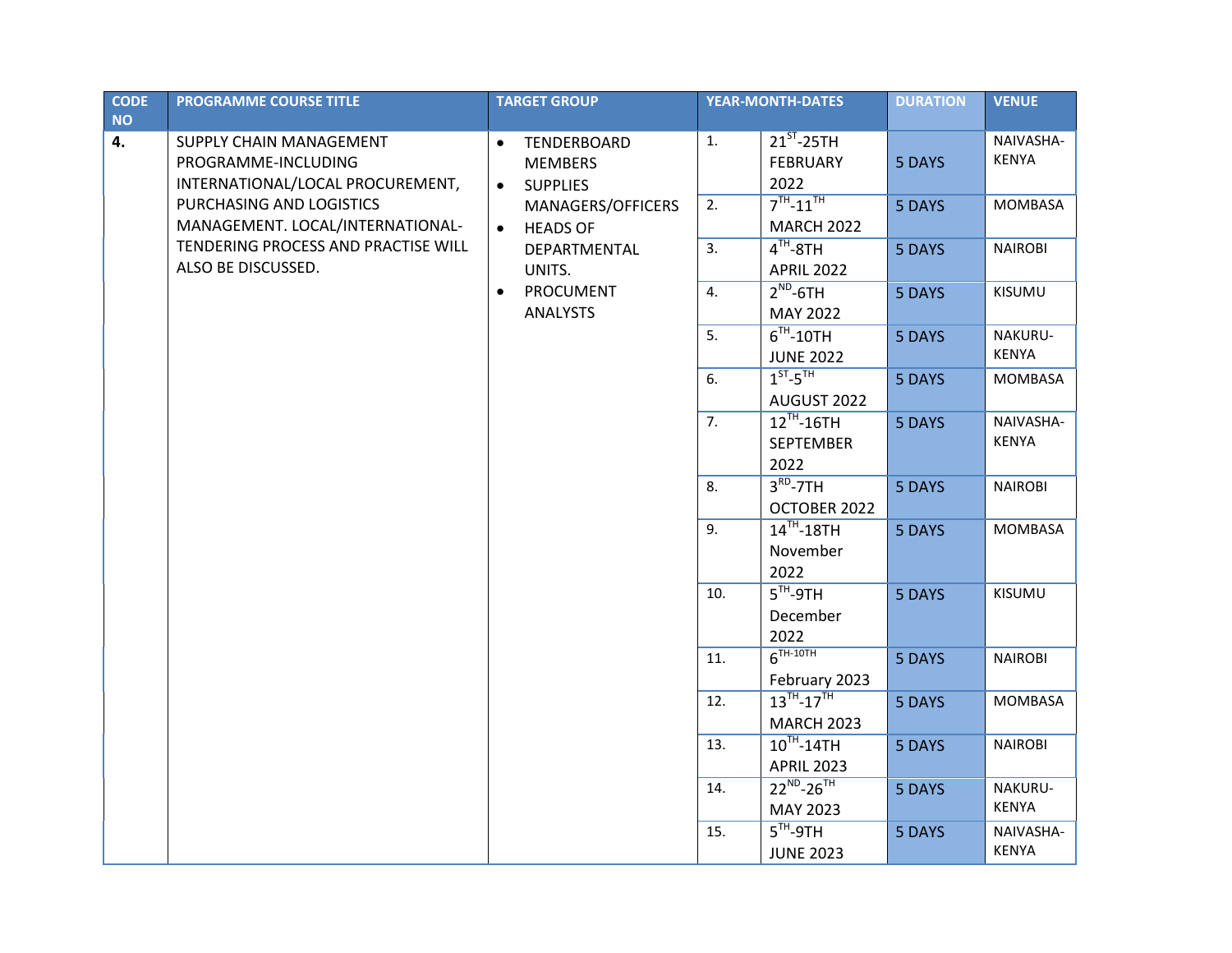| CODE NO | PROGRAMME COURSE TITLE | TARGET GROUP | YEAR-MONTH-DATES | | DURATION | VENUE |
|---|---|---|---|---|---|---|
| **4.** | SUPPLY CHAIN MANAGEMENT PROGRAMME-INCLUDING INTERNATIONAL/LOCAL PROCUREMENT, PURCHASING AND LOGISTICS MANAGEMENT. LOCAL/INTERNATIONAL-TENDERING PROCESS AND PRACTISE WILL ALSO BE DISCUSSED. | • TENDERBOARD MEMBERS<br>• SUPPLIES MANAGERS/OFFICERS<br>• HEADS OF DEPARTMENTAL UNITS.<br>• PROCUMENT ANALYSTS | 1. | 21ST-25TH FEBRUARY 2022 | 5 DAYS | NAIVASHA-KENYA |
| | | | 2. | 7TH-11TH MARCH 2022 | 5 DAYS | MOMBASA |
| | | | 3. | 4TH-8TH APRIL 2022 | 5 DAYS | NAIROBI |
| | | | 4. | 2ND-6TH MAY 2022 | 5 DAYS | KISUMU |
| | | | 5. | 6TH-10TH JUNE 2022 | 5 DAYS | NAKURU-KENYA |
| | | | 6. | 1ST-5TH AUGUST 2022 | 5 DAYS | MOMBASA |
| | | | 7. | 12TH-16TH SEPTEMBER 2022 | 5 DAYS | NAIVASHA-KENYA |
| | | | 8. | 3RD-7TH OCTOBER 2022 | 5 DAYS | NAIROBI |
| | | | 9. | 14TH-18TH November 2022 | 5 DAYS | MOMBASA |
| | | | 10. | 5TH-9TH December 2022 | 5 DAYS | KISUMU |
| | | | 11. | 6TH-10TH February 2023 | 5 DAYS | NAIROBI |
| | | | 12. | 13TH-17TH MARCH 2023 | 5 DAYS | MOMBASA |
| | | | 13. | 10TH-14TH APRIL 2023 | 5 DAYS | NAIROBI |
| | | | 14. | 22ND-26TH MAY 2023 | 5 DAYS | NAKURU-KENYA |
| | | | 15. | 5TH-9TH JUNE 2023 | 5 DAYS | NAIVASHA-KENYA |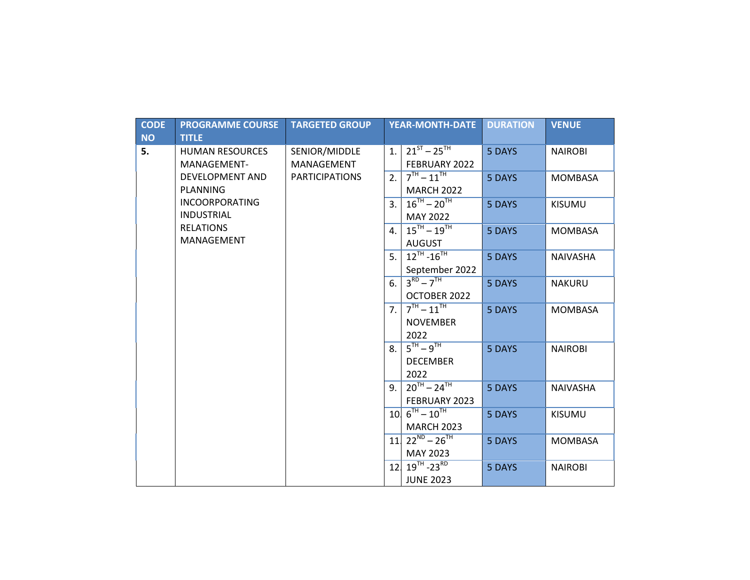| CODE NO | PROGRAMME COURSE TITLE | TARGETED GROUP | YEAR-MONTH-DATE | | DURATION | VENUE |
|---|---|---|---|---|---|---|
| **5.** | HUMAN RESOURCES MANAGEMENT- DEVELOPMENT AND PLANNING INCOORPORATING INDUSTRIAL RELATIONS MANAGEMENT | SENIOR/MIDDLE MANAGEMENT PARTICIPATIONS | 1. | 21ST – 25TH FEBRUARY 2022 | 5 DAYS | NAIROBI |
| | | | 2. | 7TH – 11TH MARCH 2022 | 5 DAYS | MOMBASA |
| | | | 3. | 16TH – 20TH MAY 2022 | 5 DAYS | KISUMU |
| | | | 4. | 15TH – 19TH AUGUST | 5 DAYS | MOMBASA |
| | | | 5. | 12TH -16TH September 2022 | 5 DAYS | NAIVASHA |
| | | | 6. | 3RD – 7TH OCTOBER 2022 | 5 DAYS | NAKURU |
| | | | 7. | 7TH – 11TH NOVEMBER 2022 | 5 DAYS | MOMBASA |
| | | | 8. | 5TH – 9TH DECEMBER 2022 | 5 DAYS | NAIROBI |
| | | | 9. | 20TH – 24TH FEBRUARY 2023 | 5 DAYS | NAIVASHA |
| | | | 10. | 6TH – 10TH MARCH 2023 | 5 DAYS | KISUMU |
| | | | 11. | 22ND – 26TH MAY 2023 | 5 DAYS | MOMBASA |
| | | | 12. | 19TH -23RD JUNE 2023 | 5 DAYS | NAIROBI |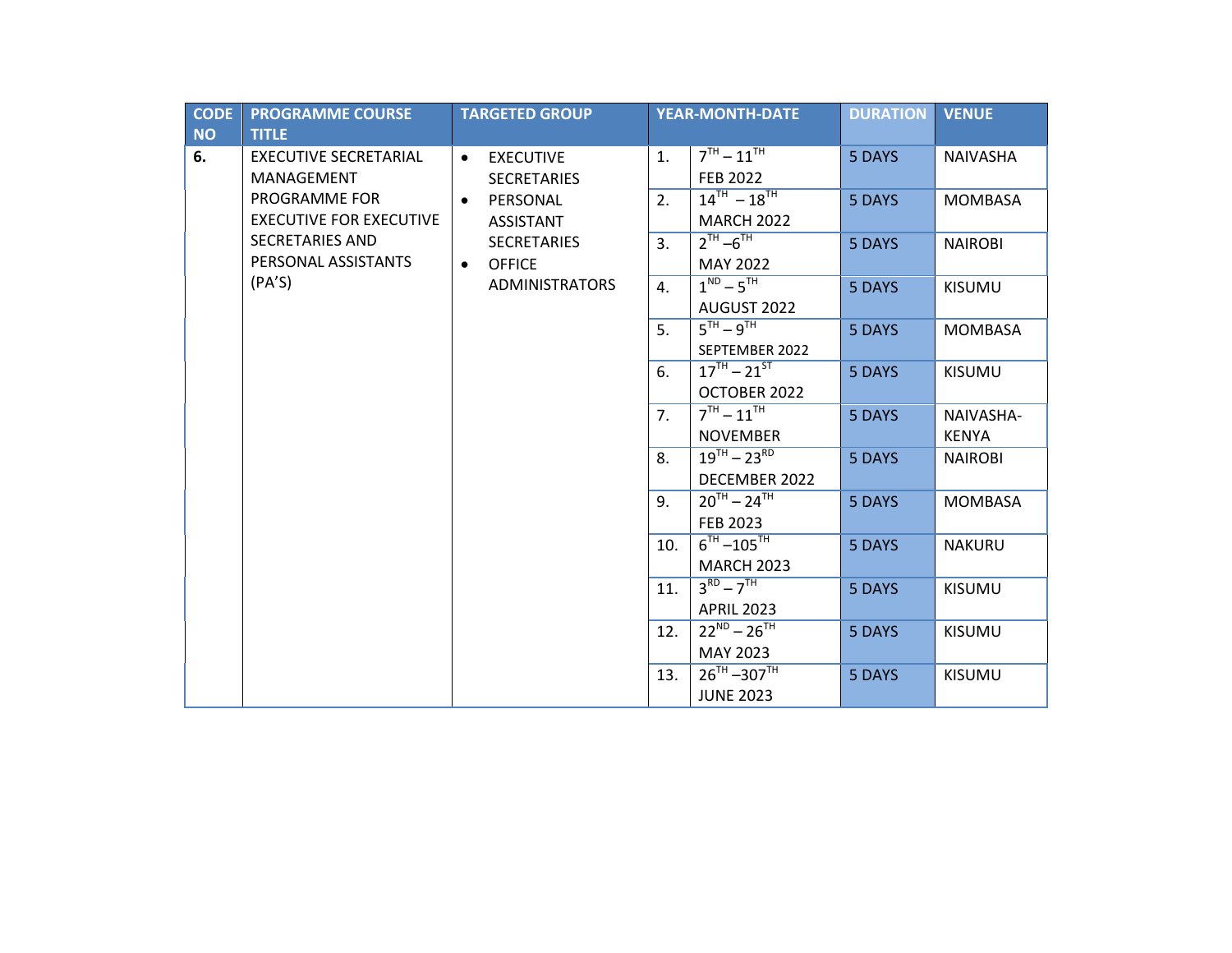| CODE NO | PROGRAMME COURSE TITLE | TARGETED GROUP | YEAR-MONTH-DATE | | DURATION | VENUE |
|---|---|---|---|---|---|---|
| **6.** | EXECUTIVE SECRETARIAL MANAGEMENT PROGRAMME FOR EXECUTIVE FOR EXECUTIVE SECRETARIES AND PERSONAL ASSISTANTS (PA'S) | • EXECUTIVE SECRETARIES<br>• PERSONAL ASSISTANT SECRETARIES<br>• OFFICE ADMINISTRATORS | 1. | 7TH – 11TH FEB 2022 | 5 DAYS | NAIVASHA |
| | | | 2. | 14TH – 18TH MARCH 2022 | 5 DAYS | MOMBASA |
| | | | 3. | 2TH –6TH MAY 2022 | 5 DAYS | NAIROBI |
| | | | 4. | 1ND – 5TH AUGUST 2022 | 5 DAYS | KISUMU |
| | | | 5. | 5TH – 9TH SEPTEMBER 2022 | 5 DAYS | MOMBASA |
| | | | 6. | 17TH – 21ST OCTOBER 2022 | 5 DAYS | KISUMU |
| | | | 7. | 7TH – 11TH NOVEMBER | 5 DAYS | NAIVASHA-KENYA |
| | | | 8. | 19TH – 23RD DECEMBER 2022 | 5 DAYS | NAIROBI |
| | | | 9. | 20TH – 24TH FEB 2023 | 5 DAYS | MOMBASA |
| | | | 10. | 6TH –105TH MARCH 2023 | 5 DAYS | NAKURU |
| | | | 11. | 3RD – 7TH APRIL 2023 | 5 DAYS | KISUMU |
| | | | 12. | 22ND – 26TH MAY 2023 | 5 DAYS | KISUMU |
| | | | 13. | 26TH –307TH JUNE 2023 | 5 DAYS | KISUMU |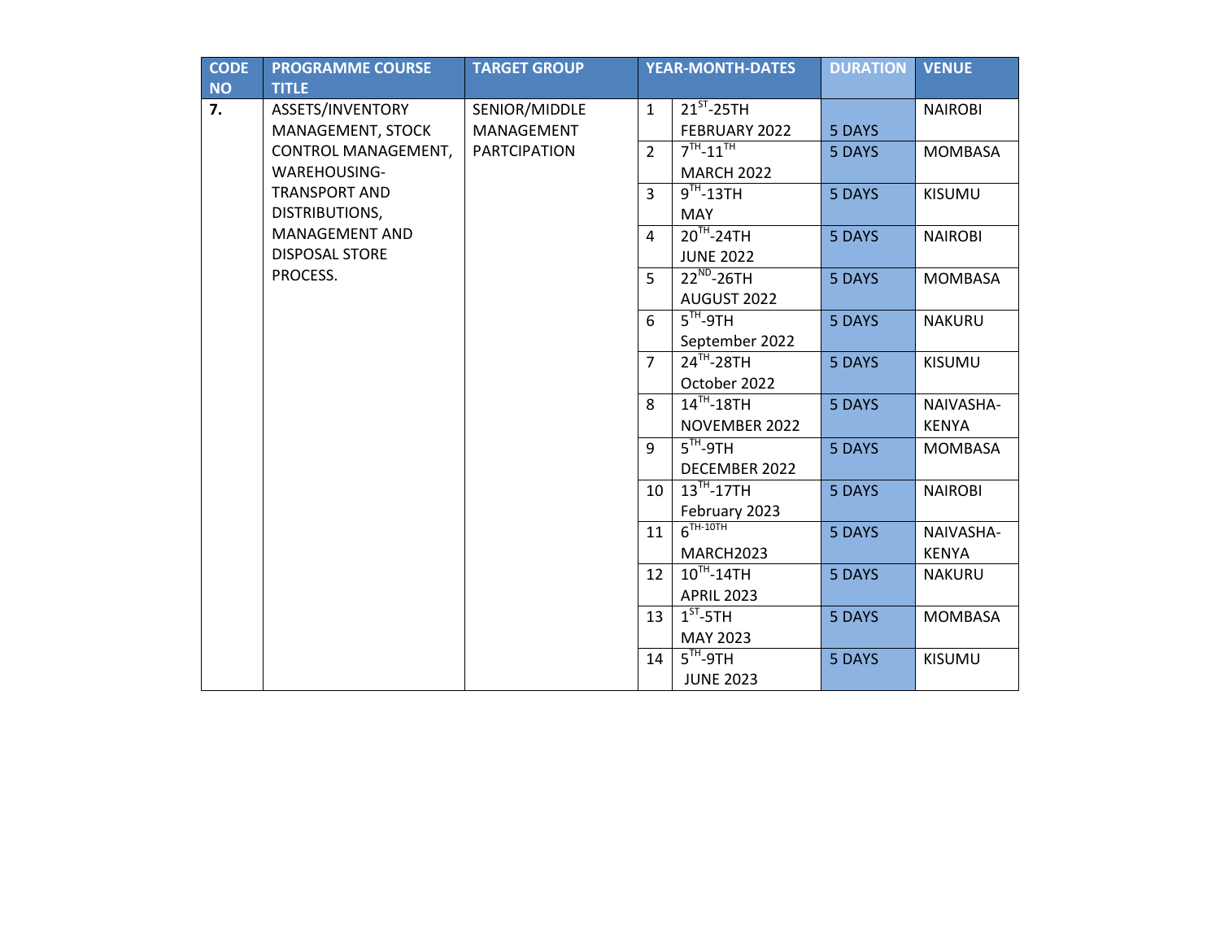| CODE NO | PROGRAMME COURSE TITLE | TARGET GROUP | YEAR-MONTH-DATES | | DURATION | VENUE |
|---|---|---|---|---|---|---|
| 7. | ASSETS/INVENTORY MANAGEMENT, STOCK CONTROL MANAGEMENT, WAREHOUSING-TRANSPORT AND DISTRIBUTIONS, MANAGEMENT AND DISPOSAL STORE PROCESS. | SENIOR/MIDDLE MANAGEMENT PARTCIPATION | 1 | 21ST-25TH FEBRUARY 2022 | 5 DAYS | NAIROBI |
| | | | 2 | 7TH-11TH MARCH 2022 | 5 DAYS | MOMBASA |
| | | | 3 | 9TH-13TH MAY | 5 DAYS | KISUMU |
| | | | 4 | 20TH-24TH JUNE 2022 | 5 DAYS | NAIROBI |
| | | | 5 | 22ND-26TH AUGUST 2022 | 5 DAYS | MOMBASA |
| | | | 6 | 5TH-9TH September 2022 | 5 DAYS | NAKURU |
| | | | 7 | 24TH-28TH October 2022 | 5 DAYS | KISUMU |
| | | | 8 | 14TH-18TH NOVEMBER 2022 | 5 DAYS | NAIVASHA-KENYA |
| | | | 9 | 5TH-9TH DECEMBER 2022 | 5 DAYS | MOMBASA |
| | | | 10 | 13TH-17TH February 2023 | 5 DAYS | NAIROBI |
| | | | 11 | 6TH-10TH MARCH2023 | 5 DAYS | NAIVASHA-KENYA |
| | | | 12 | 10TH-14TH APRIL 2023 | 5 DAYS | NAKURU |
| | | | 13 | 1ST-5TH MAY 2023 | 5 DAYS | MOMBASA |
| | | | 14 | 5TH-9TH JUNE 2023 | 5 DAYS | KISUMU |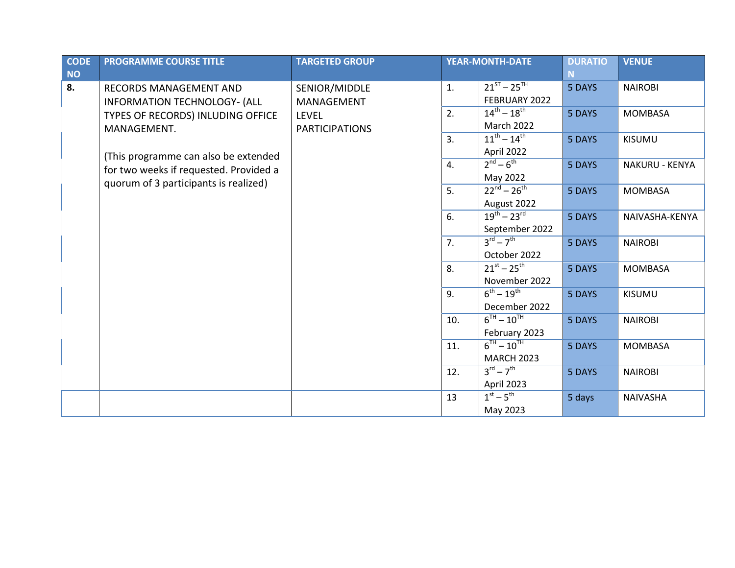| CODE NO | PROGRAMME COURSE TITLE | TARGETED GROUP | YEAR-MONTH-DATE | | DURATION | VENUE |
|---|---|---|---|---|---|---|
| 8. | RECORDS MANAGEMENT AND INFORMATION TECHNOLOGY- (ALL TYPES OF RECORDS) INLUDING OFFICE MANAGEMENT. (This programme can also be extended for two weeks if requested. Provided a quorum of 3 participants is realized) | SENIOR/MIDDLE MANAGEMENT LEVEL PARTICIPATIONS | 1. | 21ST – 25TH FEBRUARY 2022 | 5 DAYS | NAIROBI |
| | | | 2. | 14th – 18th March 2022 | 5 DAYS | MOMBASA |
| | | | 3. | 11th – 14th April 2022 | 5 DAYS | KISUMU |
| | | | 4. | 2nd – 6th May 2022 | 5 DAYS | NAKURU - KENYA |
| | | | 5. | 22nd – 26th August 2022 | 5 DAYS | MOMBASA |
| | | | 6. | 19th – 23rd September 2022 | 5 DAYS | NAIVASHA-KENYA |
| | | | 7. | 3rd – 7th October 2022 | 5 DAYS | NAIROBI |
| | | | 8. | 21st – 25th November 2022 | 5 DAYS | MOMBASA |
| | | | 9. | 6th – 19th December 2022 | 5 DAYS | KISUMU |
| | | | 10. | 6TH – 10TH February 2023 | 5 DAYS | NAIROBI |
| | | | 11. | 6TH – 10TH MARCH 2023 | 5 DAYS | MOMBASA |
| | | | 12. | 3rd – 7th April 2023 | 5 DAYS | NAIROBI |
| | | | 13 | 1st – 5th May 2023 | 5 days | NAIVASHA |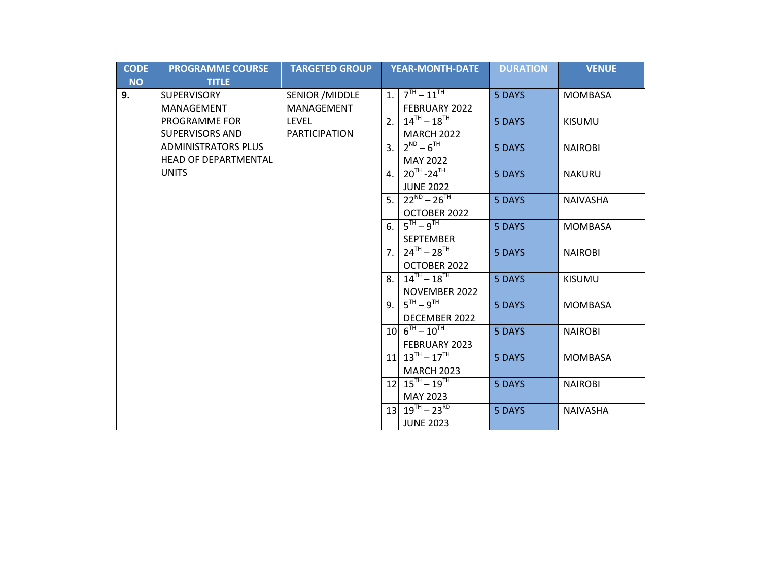| CODE NO | PROGRAMME COURSE TITLE | TARGETED GROUP | YEAR-MONTH-DATE | | DURATION | VENUE |
|---|---|---|---|---|---|---|
| **9.** | SUPERVISORY MANAGEMENT PROGRAMME FOR SUPERVISORS AND ADMINISTRATORS PLUS HEAD OF DEPARTMENTAL UNITS | SENIOR /MIDDLE MANAGEMENT LEVEL PARTICIPATION | 1. | 7TH – 11TH FEBRUARY 2022 | 5 DAYS | MOMBASA |
| | | | 2. | 14TH – 18TH MARCH 2022 | 5 DAYS | KISUMU |
| | | | 3. | 2ND – 6TH MAY 2022 | 5 DAYS | NAIROBI |
| | | | 4. | 20TH -24TH JUNE 2022 | 5 DAYS | NAKURU |
| | | | 5. | 22ND – 26TH OCTOBER 2022 | 5 DAYS | NAIVASHA |
| | | | 6. | 5TH – 9TH SEPTEMBER | 5 DAYS | MOMBASA |
| | | | 7. | 24TH – 28TH OCTOBER 2022 | 5 DAYS | NAIROBI |
| | | | 8. | 14TH – 18TH NOVEMBER 2022 | 5 DAYS | KISUMU |
| | | | 9. | 5TH – 9TH DECEMBER 2022 | 5 DAYS | MOMBASA |
| | | | 10. | 6TH – 10TH FEBRUARY 2023 | 5 DAYS | NAIROBI |
| | | | 11. | 13TH – 17TH MARCH 2023 | 5 DAYS | MOMBASA |
| | | | 12. | 15TH – 19TH MAY 2023 | 5 DAYS | NAIROBI |
| | | | 13. | 19TH – 23RD JUNE 2023 | 5 DAYS | NAIVASHA |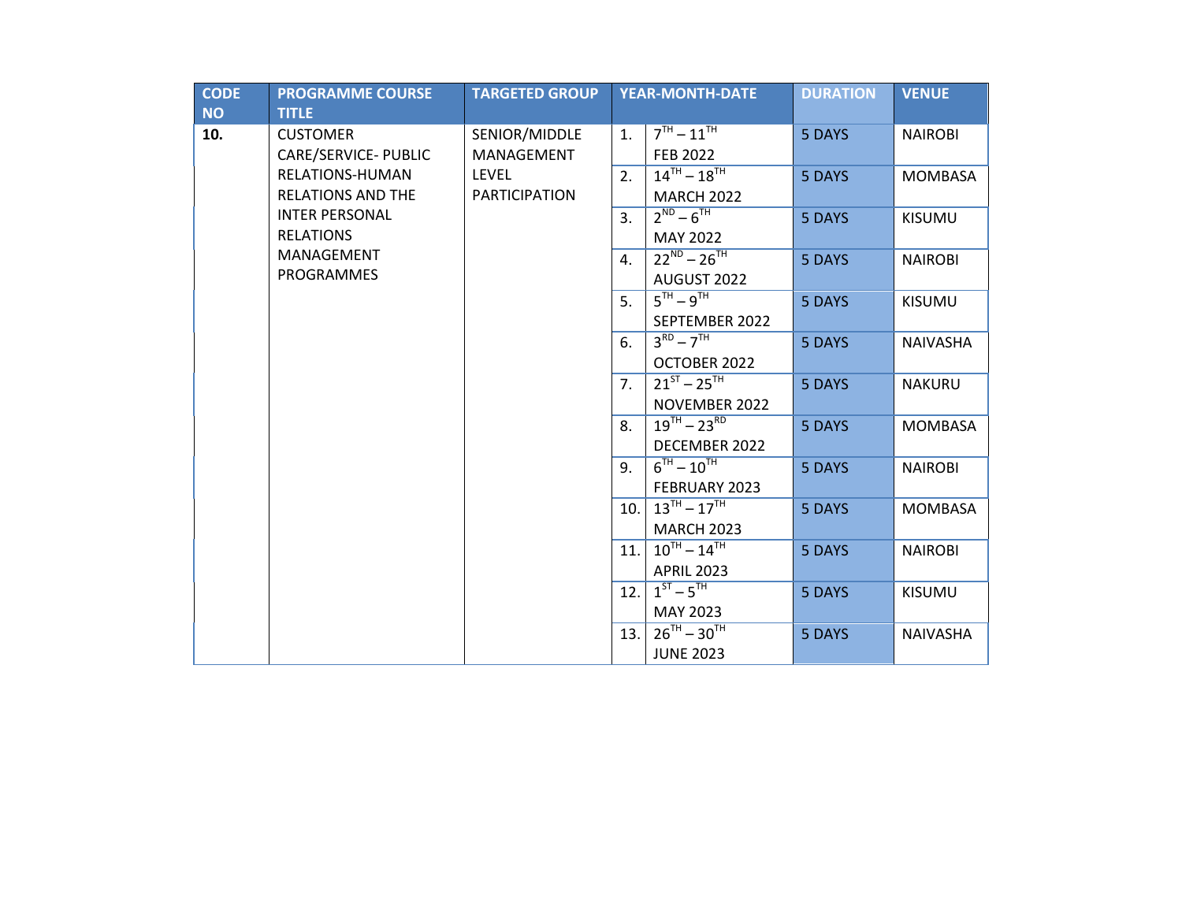| CODE NO | PROGRAMME COURSE TITLE | TARGETED GROUP | YEAR-MONTH-DATE | | DURATION | VENUE |
|---|---|---|---|---|---|---|
| **10.** | CUSTOMER CARE/SERVICE- PUBLIC RELATIONS-HUMAN RELATIONS AND THE INTER PERSONAL RELATIONS MANAGEMENT PROGRAMMES | SENIOR/MIDDLE MANAGEMENT LEVEL PARTICIPATION | 1. | 7TH – 11TH FEB 2022 | 5 DAYS | NAIROBI |
| | | | 2. | 14TH – 18TH MARCH 2022 | 5 DAYS | MOMBASA |
| | | | 3. | 2ND – 6TH MAY 2022 | 5 DAYS | KISUMU |
| | | | 4. | 22ND – 26TH AUGUST 2022 | 5 DAYS | NAIROBI |
| | | | 5. | 5TH – 9TH SEPTEMBER 2022 | 5 DAYS | KISUMU |
| | | | 6. | 3RD – 7TH OCTOBER 2022 | 5 DAYS | NAIVASHA |
| | | | 7. | 21ST – 25TH NOVEMBER 2022 | 5 DAYS | NAKURU |
| | | | 8. | 19TH – 23RD DECEMBER 2022 | 5 DAYS | MOMBASA |
| | | | 9. | 6TH – 10TH FEBRUARY 2023 | 5 DAYS | NAIROBI |
| | | | 10. | 13TH – 17TH MARCH 2023 | 5 DAYS | MOMBASA |
| | | | 11. | 10TH – 14TH APRIL 2023 | 5 DAYS | NAIROBI |
| | | | 12. | 1ST – 5TH MAY 2023 | 5 DAYS | KISUMU |
| | | | 13. | 26TH – 30TH JUNE 2023 | 5 DAYS | NAIVASHA |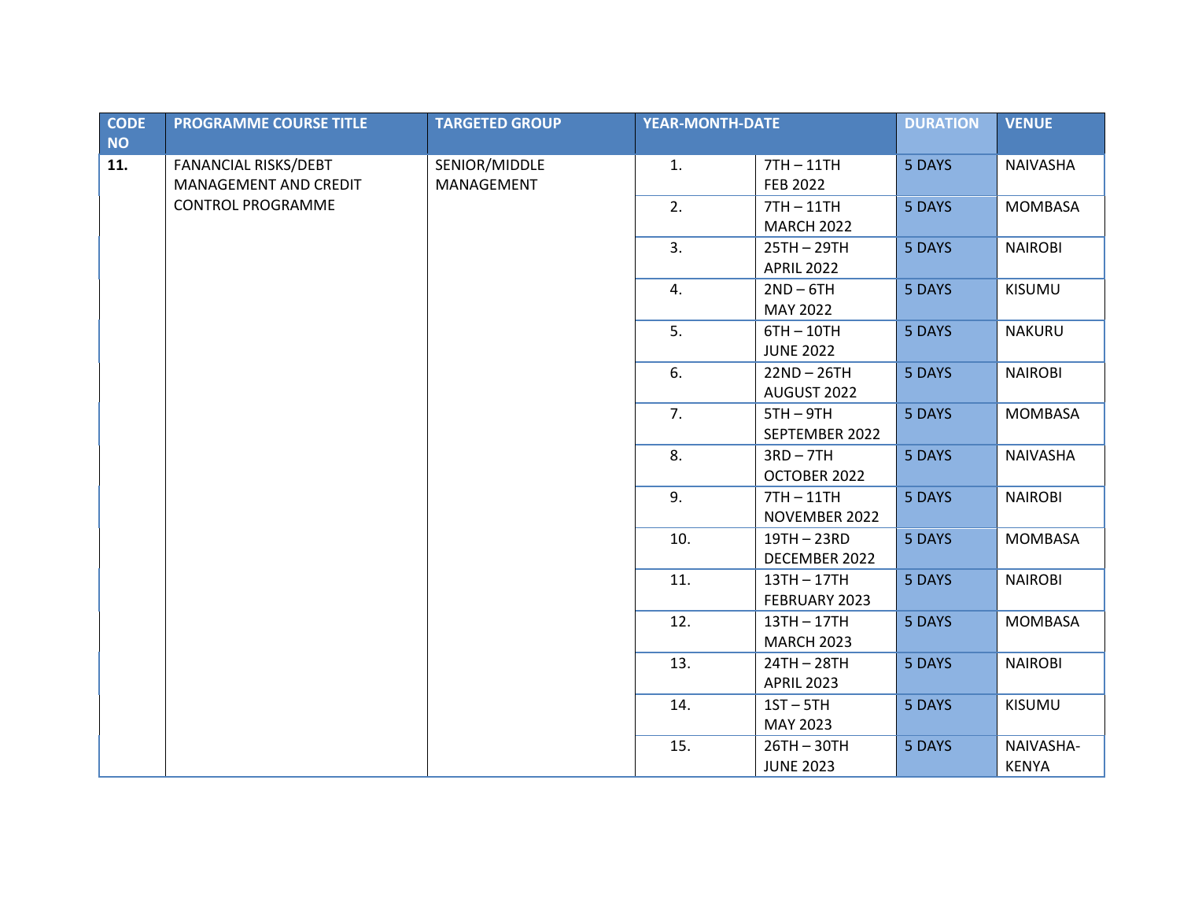| CODE NO | PROGRAMME COURSE TITLE | TARGETED GROUP | YEAR-MONTH-DATE | | DURATION | VENUE |
|---|---|---|---|---|---|---|
| **11.** | FANANCIAL RISKS/DEBT MANAGEMENT AND CREDIT CONTROL PROGRAMME | SENIOR/MIDDLE MANAGEMENT | 1. | 7TH – 11TH FEB 2022 | 5 DAYS | NAIVASHA |
| | | | 2. | 7TH – 11TH MARCH 2022 | 5 DAYS | MOMBASA |
| | | | 3. | 25TH – 29TH APRIL 2022 | 5 DAYS | NAIROBI |
| | | | 4. | 2ND – 6TH MAY 2022 | 5 DAYS | KISUMU |
| | | | 5. | 6TH – 10TH JUNE 2022 | 5 DAYS | NAKURU |
| | | | 6. | 22ND – 26TH AUGUST 2022 | 5 DAYS | NAIROBI |
| | | | 7. | 5TH – 9TH SEPTEMBER 2022 | 5 DAYS | MOMBASA |
| | | | 8. | 3RD – 7TH OCTOBER 2022 | 5 DAYS | NAIVASHA |
| | | | 9. | 7TH – 11TH NOVEMBER 2022 | 5 DAYS | NAIROBI |
| | | | 10. | 19TH – 23RD DECEMBER 2022 | 5 DAYS | MOMBASA |
| | | | 11. | 13TH – 17TH FEBRUARY 2023 | 5 DAYS | NAIROBI |
| | | | 12. | 13TH – 17TH MARCH 2023 | 5 DAYS | MOMBASA |
| | | | 13. | 24TH – 28TH APRIL 2023 | 5 DAYS | NAIROBI |
| | | | 14. | 1ST – 5TH MAY 2023 | 5 DAYS | KISUMU |
| | | | 15. | 26TH – 30TH JUNE 2023 | 5 DAYS | NAIVASHA-KENYA |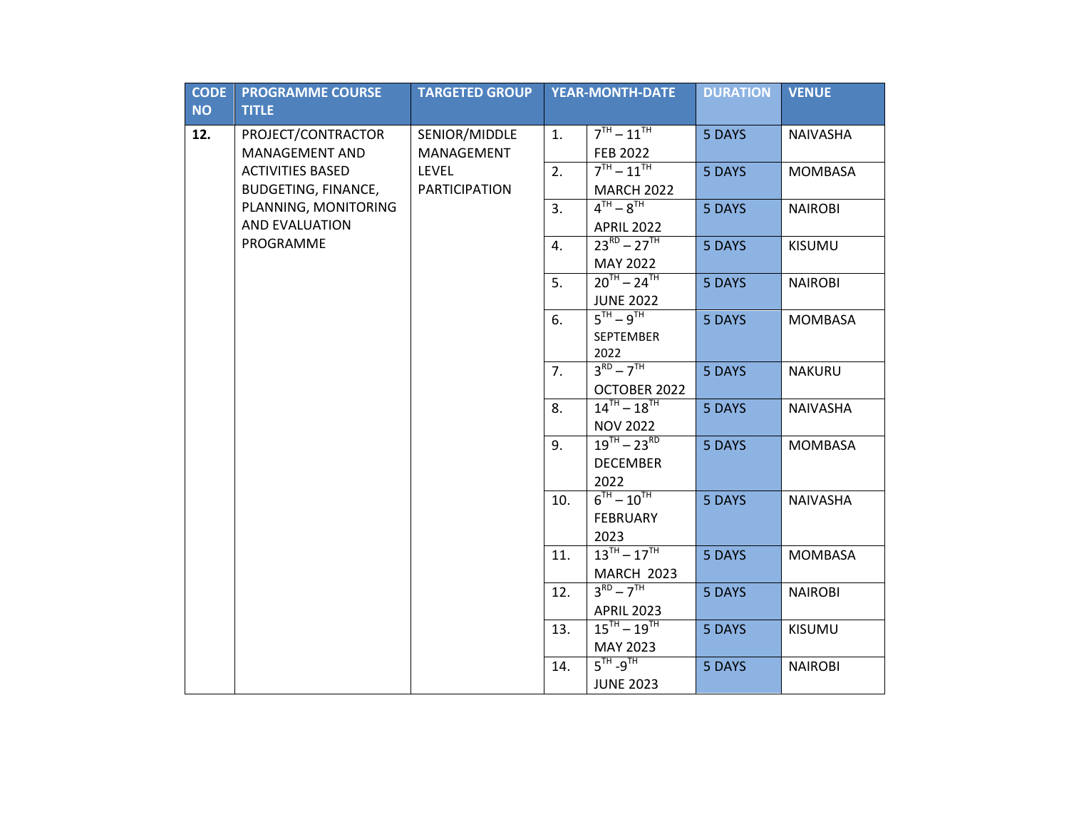| CODE NO | PROGRAMME COURSE TITLE | TARGETED GROUP | YEAR-MONTH-DATE | | DURATION | VENUE |
|---|---|---|---|---|---|---|
| **12.** | PROJECT/CONTRACTOR MANAGEMENT AND ACTIVITIES BASED BUDGETING, FINANCE, PLANNING, MONITORING AND EVALUATION PROGRAMME | SENIOR/MIDDLE MANAGEMENT LEVEL PARTICIPATION | 1. | 7TH – 11TH FEB 2022 | 5 DAYS | NAIVASHA |
| | | | 2. | 7TH – 11TH MARCH 2022 | 5 DAYS | MOMBASA |
| | | | 3. | 4TH – 8TH APRIL 2022 | 5 DAYS | NAIROBI |
| | | | 4. | 23RD – 27TH MAY 2022 | 5 DAYS | KISUMU |
| | | | 5. | 20TH – 24TH JUNE 2022 | 5 DAYS | NAIROBI |
| | | | 6. | 5TH – 9TH SEPTEMBER 2022 | 5 DAYS | MOMBASA |
| | | | 7. | 3RD – 7TH OCTOBER 2022 | 5 DAYS | NAKURU |
| | | | 8. | 14TH – 18TH NOV 2022 | 5 DAYS | NAIVASHA |
| | | | 9. | 19TH – 23RD DECEMBER 2022 | 5 DAYS | MOMBASA |
| | | | 10. | 6TH – 10TH FEBRUARY 2023 | 5 DAYS | NAIVASHA |
| | | | 11. | 13TH – 17TH MARCH 2023 | 5 DAYS | MOMBASA |
| | | | 12. | 3RD – 7TH APRIL 2023 | 5 DAYS | NAIROBI |
| | | | 13. | 15TH – 19TH MAY 2023 | 5 DAYS | KISUMU |
| | | | 14. | 5TH -9TH JUNE 2023 | 5 DAYS | NAIROBI |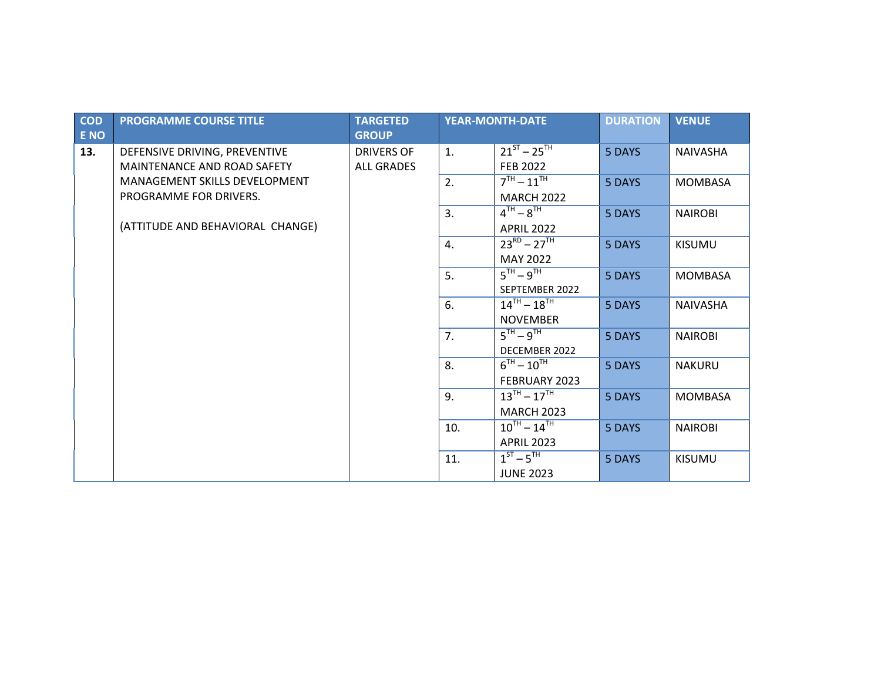| CODE NO | PROGRAMME COURSE TITLE | TARGETED GROUP | YEAR-MONTH-DATE | | DURATION | VENUE |
|---|---|---|---|---|---|---|
| **13.** | DEFENSIVE DRIVING, PREVENTIVE MAINTENANCE AND ROAD SAFETY MANAGEMENT SKILLS DEVELOPMENT PROGRAMME FOR DRIVERS.<br><br>(ATTITUDE AND BEHAVIORAL CHANGE) | DRIVERS OF ALL GRADES | 1. | 21ST – 25TH FEB 2022 | 5 DAYS | NAIVASHA |
| | | | 2. | 7TH – 11TH MARCH 2022 | 5 DAYS | MOMBASA |
| | | | 3. | 4TH – 8TH APRIL 2022 | 5 DAYS | NAIROBI |
| | | | 4. | 23RD – 27TH MAY 2022 | 5 DAYS | KISUMU |
| | | | 5. | 5TH – 9TH SEPTEMBER 2022 | 5 DAYS | MOMBASA |
| | | | 6. | 14TH – 18TH NOVEMBER | 5 DAYS | NAIVASHA |
| | | | 7. | 5TH – 9TH DECEMBER 2022 | 5 DAYS | NAIROBI |
| | | | 8. | 6TH – 10TH FEBRUARY 2023 | 5 DAYS | NAKURU |
| | | | 9. | 13TH – 17TH MARCH 2023 | 5 DAYS | MOMBASA |
| | | | 10. | 10TH – 14TH APRIL 2023 | 5 DAYS | NAIROBI |
| | | | 11. | 1ST – 5TH JUNE 2023 | 5 DAYS | KISUMU |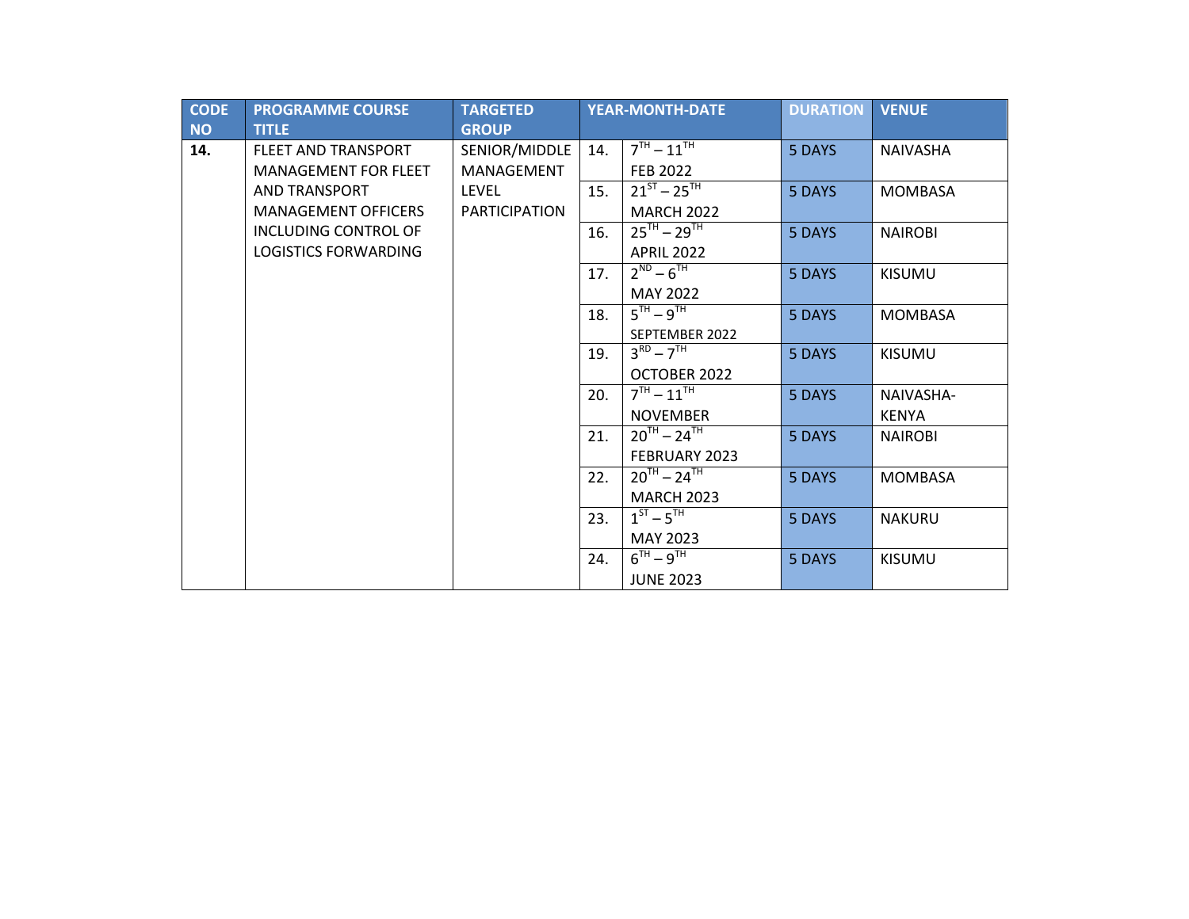| CODE NO | PROGRAMME COURSE TITLE | TARGETED GROUP | YEAR-MONTH-DATE | | DURATION | VENUE |
|---|---|---|---|---|---|---|
| **14.** | FLEET AND TRANSPORT MANAGEMENT FOR FLEET AND TRANSPORT MANAGEMENT OFFICERS INCLUDING CONTROL OF LOGISTICS FORWARDING | SENIOR/MIDDLE MANAGEMENT LEVEL PARTICIPATION | 14. | 7TH – 11TH FEB 2022 | 5 DAYS | NAIVASHA |
| | | | 15. | 21ST – 25TH MARCH 2022 | 5 DAYS | MOMBASA |
| | | | 16. | 25TH – 29TH APRIL 2022 | 5 DAYS | NAIROBI |
| | | | 17. | 2ND – 6TH MAY 2022 | 5 DAYS | KISUMU |
| | | | 18. | 5TH – 9TH SEPTEMBER 2022 | 5 DAYS | MOMBASA |
| | | | 19. | 3RD – 7TH OCTOBER 2022 | 5 DAYS | KISUMU |
| | | | 20. | 7TH – 11TH NOVEMBER | 5 DAYS | NAIVASHA-KENYA |
| | | | 21. | 20TH – 24TH FEBRUARY 2023 | 5 DAYS | NAIROBI |
| | | | 22. | 20TH – 24TH MARCH 2023 | 5 DAYS | MOMBASA |
| | | | 23. | 1ST – 5TH MAY 2023 | 5 DAYS | NAKURU |
| | | | 24. | 6TH – 9TH JUNE 2023 | 5 DAYS | KISUMU |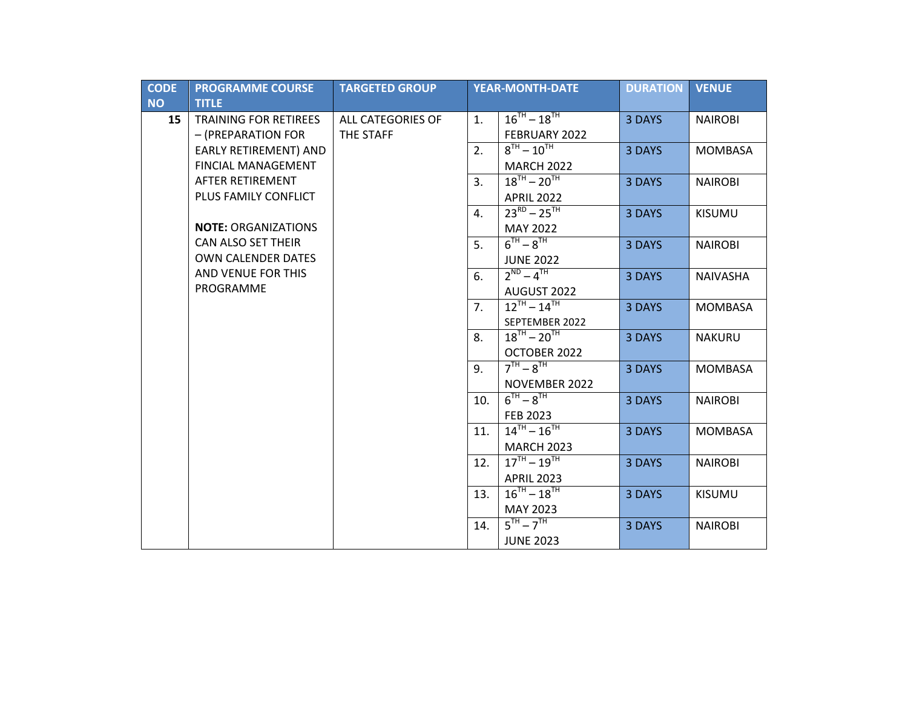| CODE NO | PROGRAMME COURSE TITLE | TARGETED GROUP | YEAR-MONTH-DATE | | DURATION | VENUE |
|---|---|---|---|---|---|---|
| **15** | TRAINING FOR RETIREES – (PREPARATION FOR EARLY RETIREMENT) AND FINCIAL MANAGEMENT AFTER RETIREMENT PLUS FAMILY CONFLICT<br><br>**NOTE:** ORGANIZATIONS CAN ALSO SET THEIR OWN CALENDER DATES AND VENUE FOR THIS PROGRAMME | ALL CATEGORIES OF THE STAFF | 1. | 16TH – 18TH FEBRUARY 2022 | 3 DAYS | NAIROBI |
| | | | 2. | 8TH – 10TH MARCH 2022 | 3 DAYS | MOMBASA |
| | | | 3. | 18TH – 20TH APRIL 2022 | 3 DAYS | NAIROBI |
| | | | 4. | 23RD – 25TH MAY 2022 | 3 DAYS | KISUMU |
| | | | 5. | 6TH – 8TH JUNE 2022 | 3 DAYS | NAIROBI |
| | | | 6. | 2ND – 4TH AUGUST 2022 | 3 DAYS | NAIVASHA |
| | | | 7. | 12TH – 14TH SEPTEMBER 2022 | 3 DAYS | MOMBASA |
| | | | 8. | 18TH – 20TH OCTOBER 2022 | 3 DAYS | NAKURU |
| | | | 9. | 7TH – 8TH NOVEMBER 2022 | 3 DAYS | MOMBASA |
| | | | 10. | 6TH – 8TH FEB 2023 | 3 DAYS | NAIROBI |
| | | | 11. | 14TH – 16TH MARCH 2023 | 3 DAYS | MOMBASA |
| | | | 12. | 17TH – 19TH APRIL 2023 | 3 DAYS | NAIROBI |
| | | | 13. | 16TH – 18TH MAY 2023 | 3 DAYS | KISUMU |
| | | | 14. | 5TH – 7TH JUNE 2023 | 3 DAYS | NAIROBI |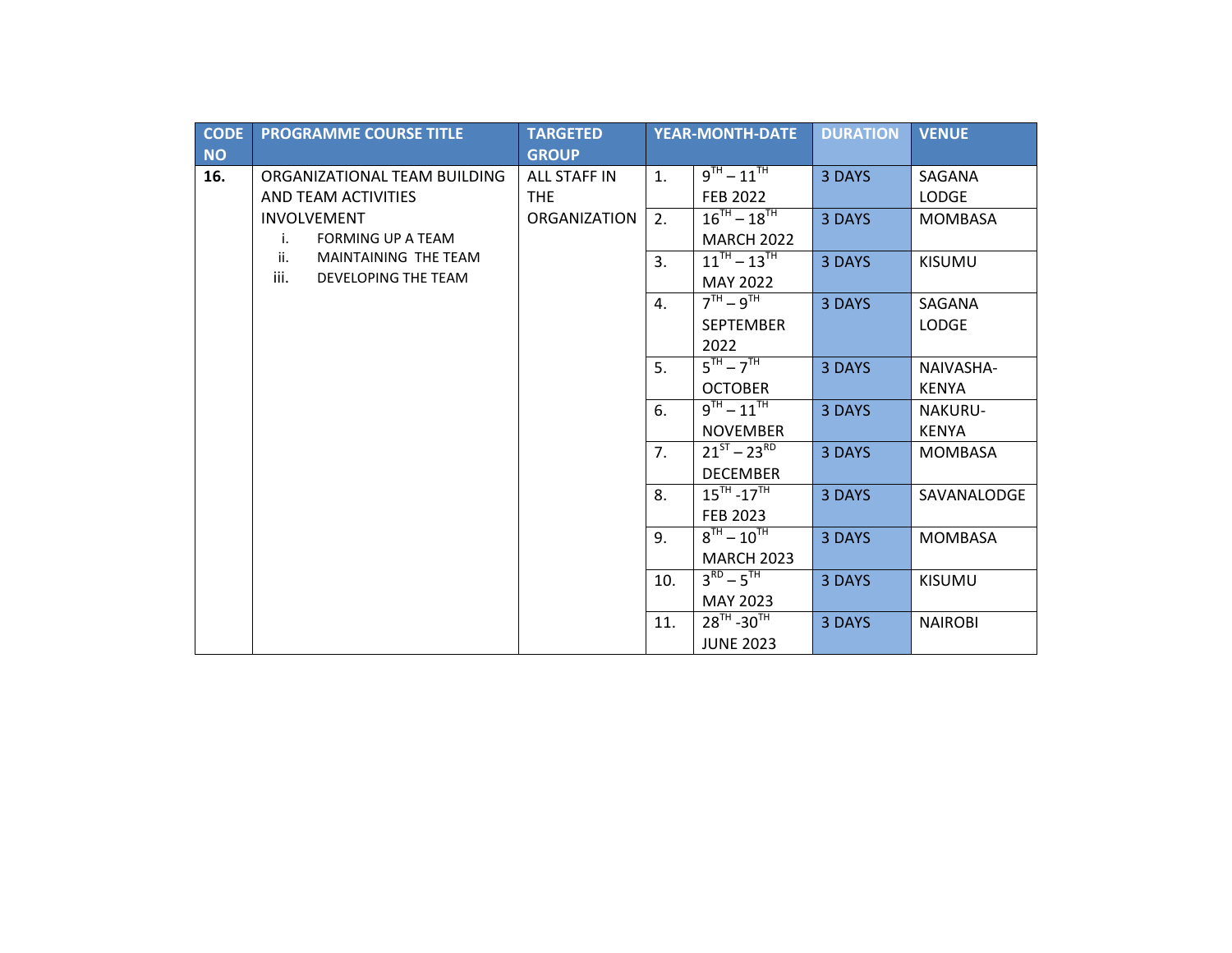| CODE NO | PROGRAMME COURSE TITLE | TARGETED GROUP | YEAR-MONTH-DATE | | DURATION | VENUE |
|---|---|---|---|---|---|---|
| **16.** | ORGANIZATIONAL TEAM BUILDING AND TEAM ACTIVITIES INVOLVEMENT<br>i. FORMING UP A TEAM<br>ii. MAINTAINING THE TEAM<br>iii. DEVELOPING THE TEAM | ALL STAFF IN THE ORGANIZATION | 1. | 9TH – 11TH FEB 2022 | 3 DAYS | SAGANA LODGE |
| | | | 2. | 16TH – 18TH MARCH 2022 | 3 DAYS | MOMBASA |
| | | | 3. | 11TH – 13TH MAY 2022 | 3 DAYS | KISUMU |
| | | | 4. | 7TH – 9TH SEPTEMBER 2022 | 3 DAYS | SAGANA LODGE |
| | | | 5. | 5TH – 7TH OCTOBER | 3 DAYS | NAIVASHA-KENYA |
| | | | 6. | 9TH – 11TH NOVEMBER | 3 DAYS | NAKURU-KENYA |
| | | | 7. | 21ST – 23RD DECEMBER | 3 DAYS | MOMBASA |
| | | | 8. | 15TH -17TH FEB 2023 | 3 DAYS | SAVANALODGE |
| | | | 9. | 8TH – 10TH MARCH 2023 | 3 DAYS | MOMBASA |
| | | | 10. | 3RD – 5TH MAY 2023 | 3 DAYS | KISUMU |
| | | | 11. | 28TH -30TH JUNE 2023 | 3 DAYS | NAIROBI |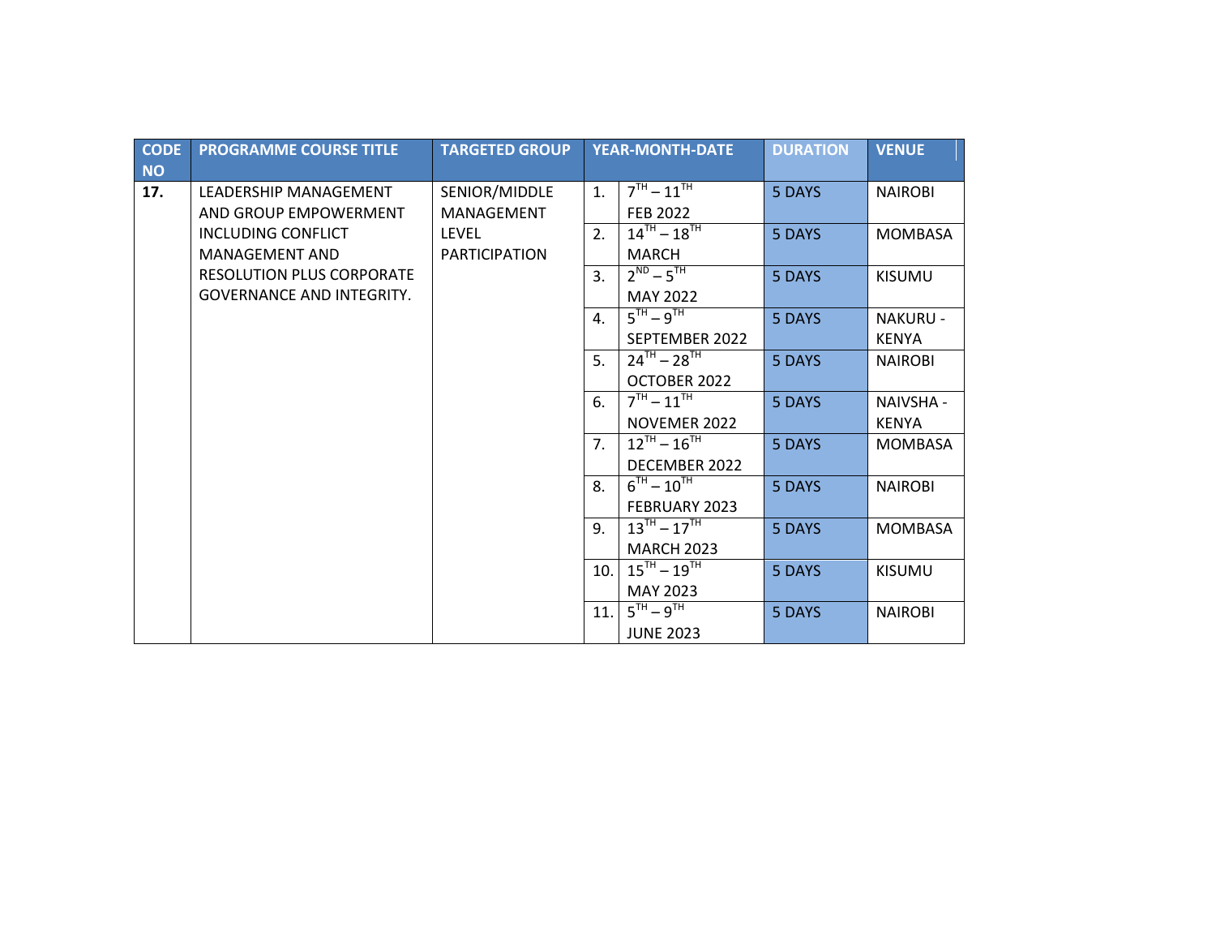| CODE NO | PROGRAMME COURSE TITLE | TARGETED GROUP | YEAR-MONTH-DATE | | DURATION | VENUE |
|---|---|---|---|---|---|---|
| **17.** | LEADERSHIP MANAGEMENT AND GROUP EMPOWERMENT INCLUDING CONFLICT MANAGEMENT AND RESOLUTION PLUS CORPORATE GOVERNANCE AND INTEGRITY. | SENIOR/MIDDLE MANAGEMENT LEVEL PARTICIPATION | 1. | 7TH – 11TH FEB 2022 | 5 DAYS | NAIROBI |
| | | | 2. | 14TH – 18TH MARCH | 5 DAYS | MOMBASA |
| | | | 3. | 2ND – 5TH MAY 2022 | 5 DAYS | KISUMU |
| | | | 4. | 5TH – 9TH SEPTEMBER 2022 | 5 DAYS | NAKURU - KENYA |
| | | | 5. | 24TH – 28TH OCTOBER 2022 | 5 DAYS | NAIROBI |
| | | | 6. | 7TH – 11TH NOVEMER 2022 | 5 DAYS | NAIVSHA - KENYA |
| | | | 7. | 12TH – 16TH DECEMBER 2022 | 5 DAYS | MOMBASA |
| | | | 8. | 6TH – 10TH FEBRUARY 2023 | 5 DAYS | NAIROBI |
| | | | 9. | 13TH – 17TH MARCH 2023 | 5 DAYS | MOMBASA |
| | | | 10. | 15TH – 19TH MAY 2023 | 5 DAYS | KISUMU |
| | | | 11. | 5TH – 9TH JUNE 2023 | 5 DAYS | NAIROBI |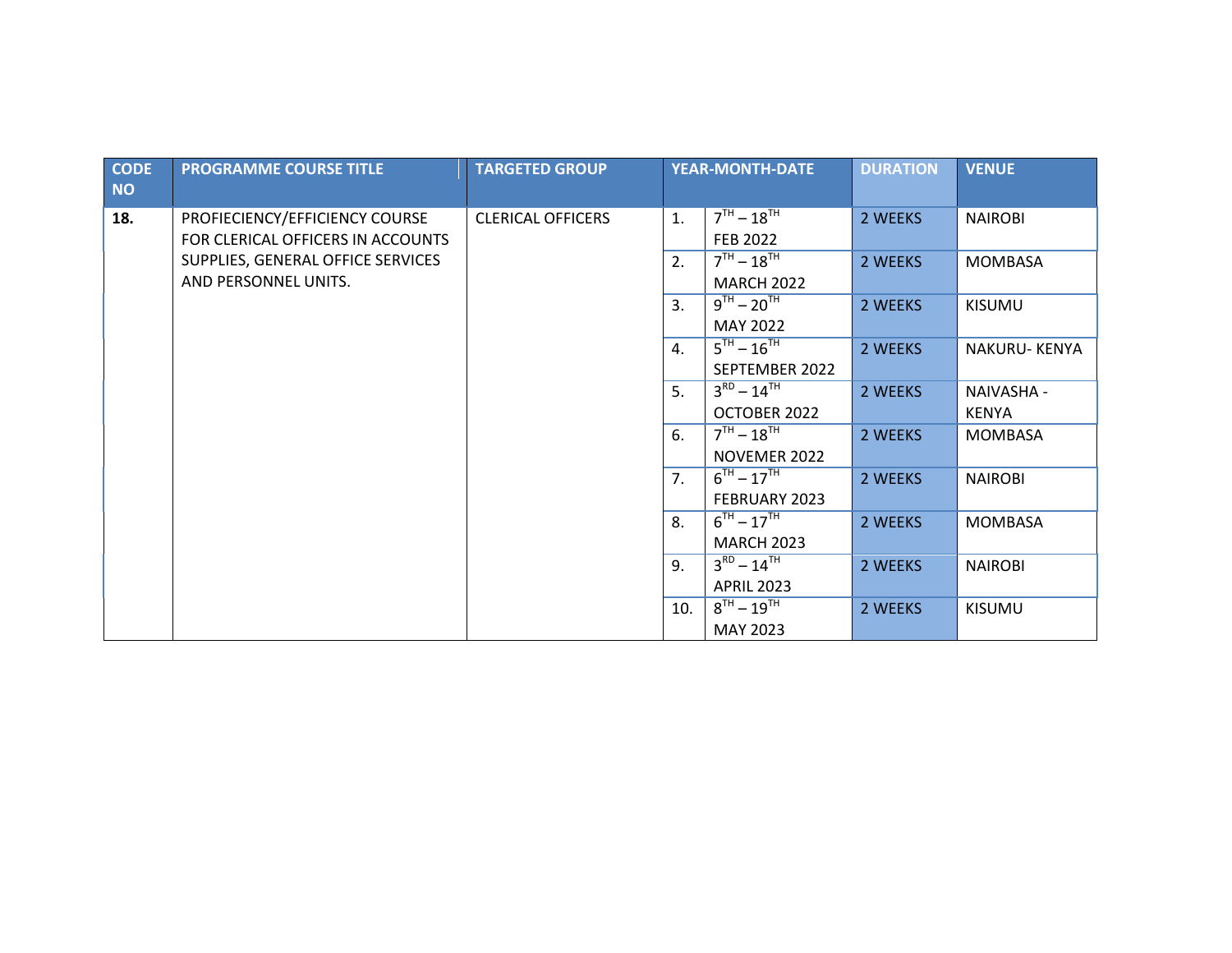| CODE NO | PROGRAMME COURSE TITLE | TARGETED GROUP | YEAR-MONTH-DATE | | DURATION | VENUE |
|---|---|---|---|---|---|---|
| **18.** | PROFIECIENCY/EFFICIENCY COURSE FOR CLERICAL OFFICERS IN ACCOUNTS SUPPLIES, GENERAL OFFICE SERVICES AND PERSONNEL UNITS. | CLERICAL OFFICERS | 1. | 7TH – 18TH FEB 2022 | 2 WEEKS | NAIROBI |
| | | | 2. | 7TH – 18TH MARCH 2022 | 2 WEEKS | MOMBASA |
| | | | 3. | 9TH – 20TH MAY 2022 | 2 WEEKS | KISUMU |
| | | | 4. | 5TH – 16TH SEPTEMBER 2022 | 2 WEEKS | NAKURU- KENYA |
| | | | 5. | 3RD – 14TH OCTOBER 2022 | 2 WEEKS | NAIVASHA - KENYA |
| | | | 6. | 7TH – 18TH NOVEMER 2022 | 2 WEEKS | MOMBASA |
| | | | 7. | 6TH – 17TH FEBRUARY 2023 | 2 WEEKS | NAIROBI |
| | | | 8. | 6TH – 17TH MARCH 2023 | 2 WEEKS | MOMBASA |
| | | | 9. | 3RD – 14TH APRIL 2023 | 2 WEEKS | NAIROBI |
| | | | 10. | 8TH – 19TH MAY 2023 | 2 WEEKS | KISUMU |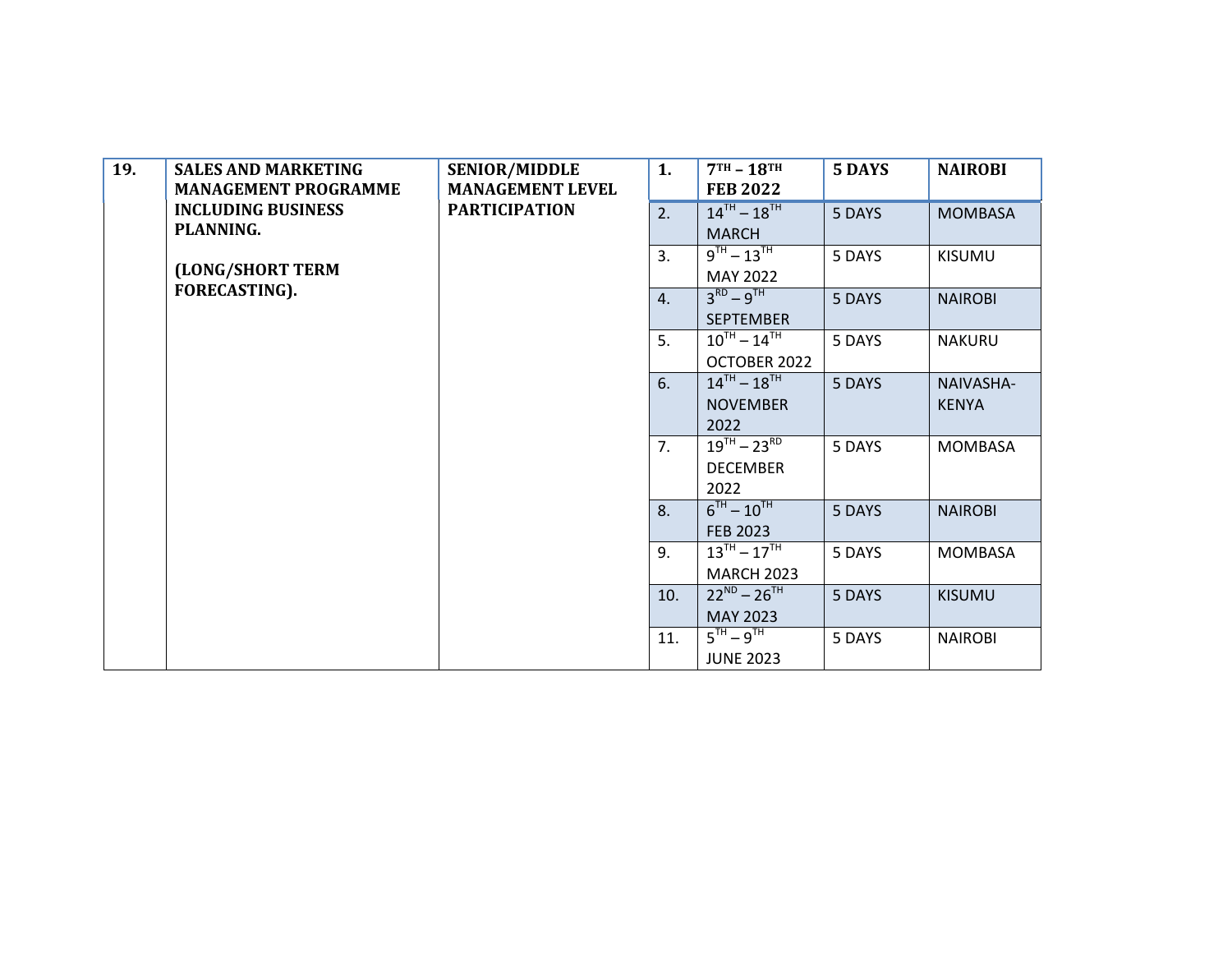| 19. | SALES AND MARKETING MANAGEMENT PROGRAMME INCLUDING BUSINESS PLANNING.<br><br>(LONG/SHORT TERM FORECASTING). | SENIOR/MIDDLE MANAGEMENT LEVEL PARTICIPATION | 1. | 7TH – 18TH FEB 2022 | 5 DAYS | NAIROBI |
|---|---|---|---|---|---|---|
| | | | 2. | 14TH – 18TH MARCH | 5 DAYS | MOMBASA |
| | | | 3. | 9TH – 13TH MAY 2022 | 5 DAYS | KISUMU |
| | | | 4. | 3RD – 9TH SEPTEMBER | 5 DAYS | NAIROBI |
| | | | 5. | 10TH – 14TH OCTOBER 2022 | 5 DAYS | NAKURU |
| | | | 6. | 14TH – 18TH NOVEMBER 2022 | 5 DAYS | NAIVASHA-KENYA |
| | | | 7. | 19TH – 23RD DECEMBER 2022 | 5 DAYS | MOMBASA |
| | | | 8. | 6TH – 10TH FEB 2023 | 5 DAYS | NAIROBI |
| | | | 9. | 13TH – 17TH MARCH 2023 | 5 DAYS | MOMBASA |
| | | | 10. | 22ND – 26TH MAY 2023 | 5 DAYS | KISUMU |
| | | | 11. | 5TH – 9TH JUNE 2023 | 5 DAYS | NAIROBI |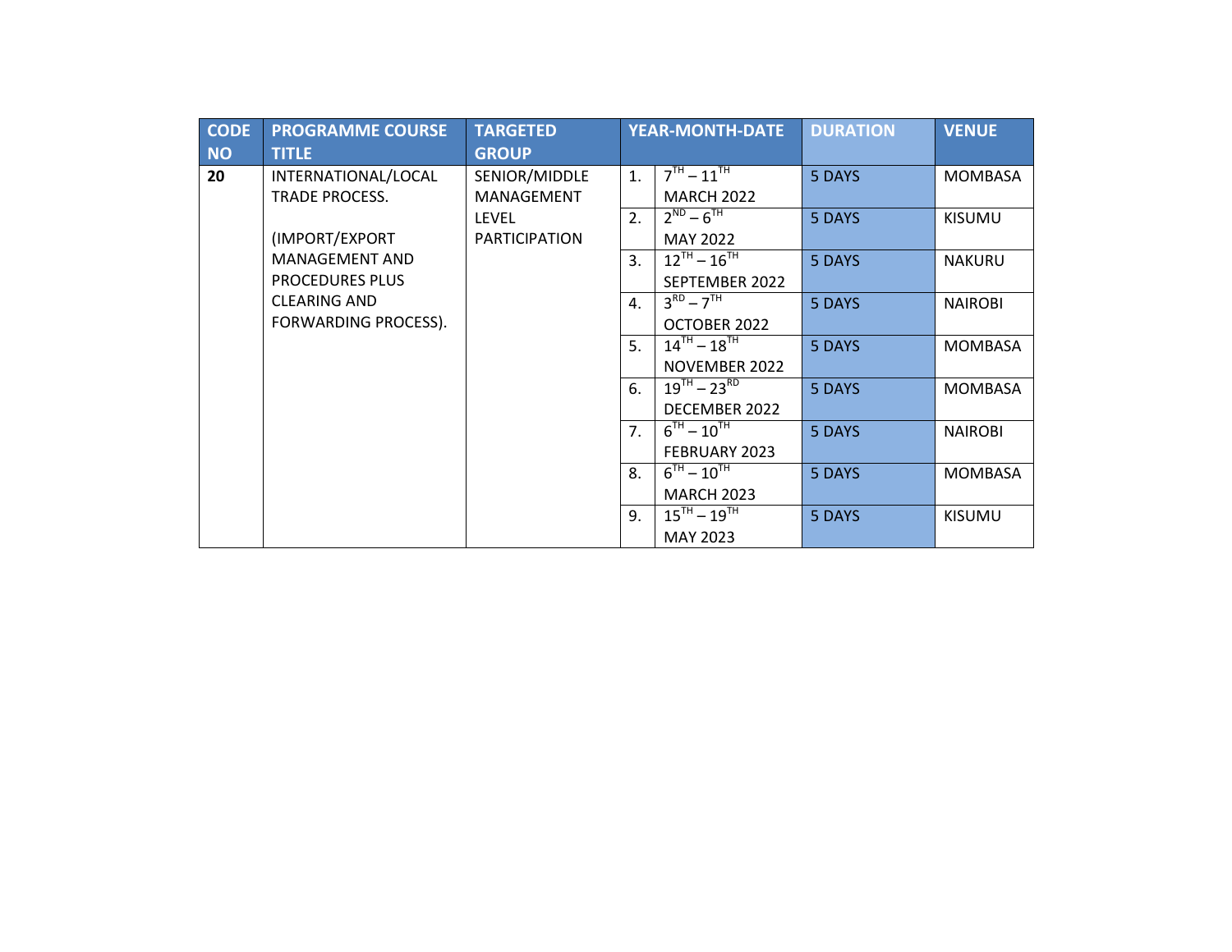| CODE NO | PROGRAMME COURSE TITLE | TARGETED GROUP | YEAR-MONTH-DATE | | DURATION | VENUE |
|---|---|---|---|---|---|---|
| **20** | INTERNATIONAL/LOCAL TRADE PROCESS. (IMPORT/EXPORT MANAGEMENT AND PROCEDURES PLUS CLEARING AND FORWARDING PROCESS). | SENIOR/MIDDLE MANAGEMENT LEVEL PARTICIPATION | 1. | 7TH – 11TH MARCH 2022 | 5 DAYS | MOMBASA |
| | | | 2. | 2ND – 6TH MAY 2022 | 5 DAYS | KISUMU |
| | | | 3. | 12TH – 16TH SEPTEMBER 2022 | 5 DAYS | NAKURU |
| | | | 4. | 3RD – 7TH OCTOBER 2022 | 5 DAYS | NAIROBI |
| | | | 5. | 14TH – 18TH NOVEMBER 2022 | 5 DAYS | MOMBASA |
| | | | 6. | 19TH – 23RD DECEMBER 2022 | 5 DAYS | MOMBASA |
| | | | 7. | 6TH – 10TH FEBRUARY 2023 | 5 DAYS | NAIROBI |
| | | | 8. | 6TH – 10TH MARCH 2023 | 5 DAYS | MOMBASA |
| | | | 9. | 15TH – 19TH MAY 2023 | 5 DAYS | KISUMU |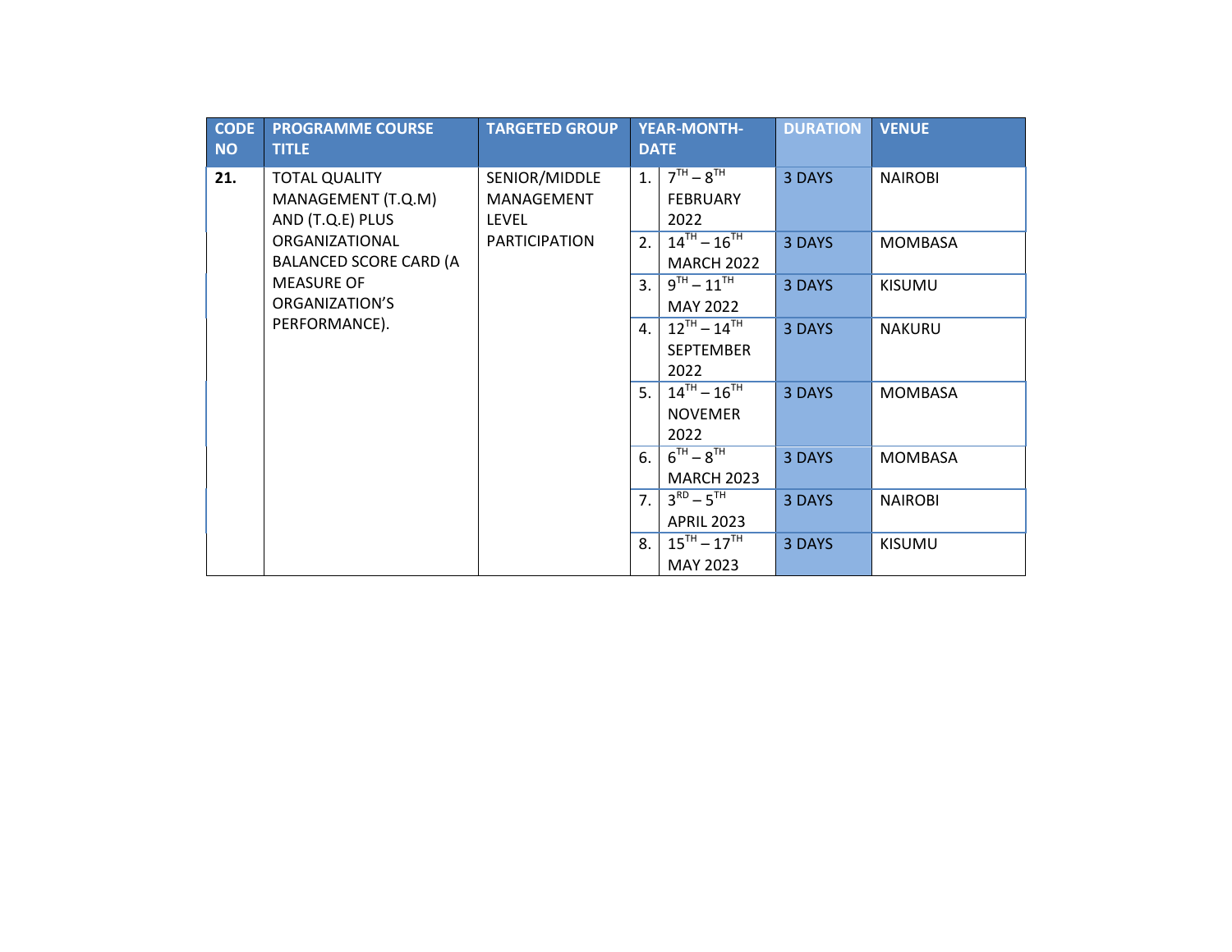| CODE NO | PROGRAMME COURSE TITLE | TARGETED GROUP | YEAR-MONTH-DATE | | DURATION | VENUE |
|---|---|---|---|---|---|---|
| **21.** | TOTAL QUALITY MANAGEMENT (T.Q.M) AND (T.Q.E) PLUS ORGANIZATIONAL BALANCED SCORE CARD (A MEASURE OF ORGANIZATION'S PERFORMANCE). | SENIOR/MIDDLE MANAGEMENT LEVEL PARTICIPATION | 1. | 7TH – 8TH FEBRUARY 2022 | 3 DAYS | NAIROBI |
| | | | 2. | 14TH – 16TH MARCH 2022 | 3 DAYS | MOMBASA |
| | | | 3. | 9TH – 11TH MAY 2022 | 3 DAYS | KISUMU |
| | | | 4. | 12TH – 14TH SEPTEMBER 2022 | 3 DAYS | NAKURU |
| | | | 5. | 14TH – 16TH NOVEMER 2022 | 3 DAYS | MOMBASA |
| | | | 6. | 6TH – 8TH MARCH 2023 | 3 DAYS | MOMBASA |
| | | | 7. | 3RD – 5TH APRIL 2023 | 3 DAYS | NAIROBI |
| | | | 8. | 15TH – 17TH MAY 2023 | 3 DAYS | KISUMU |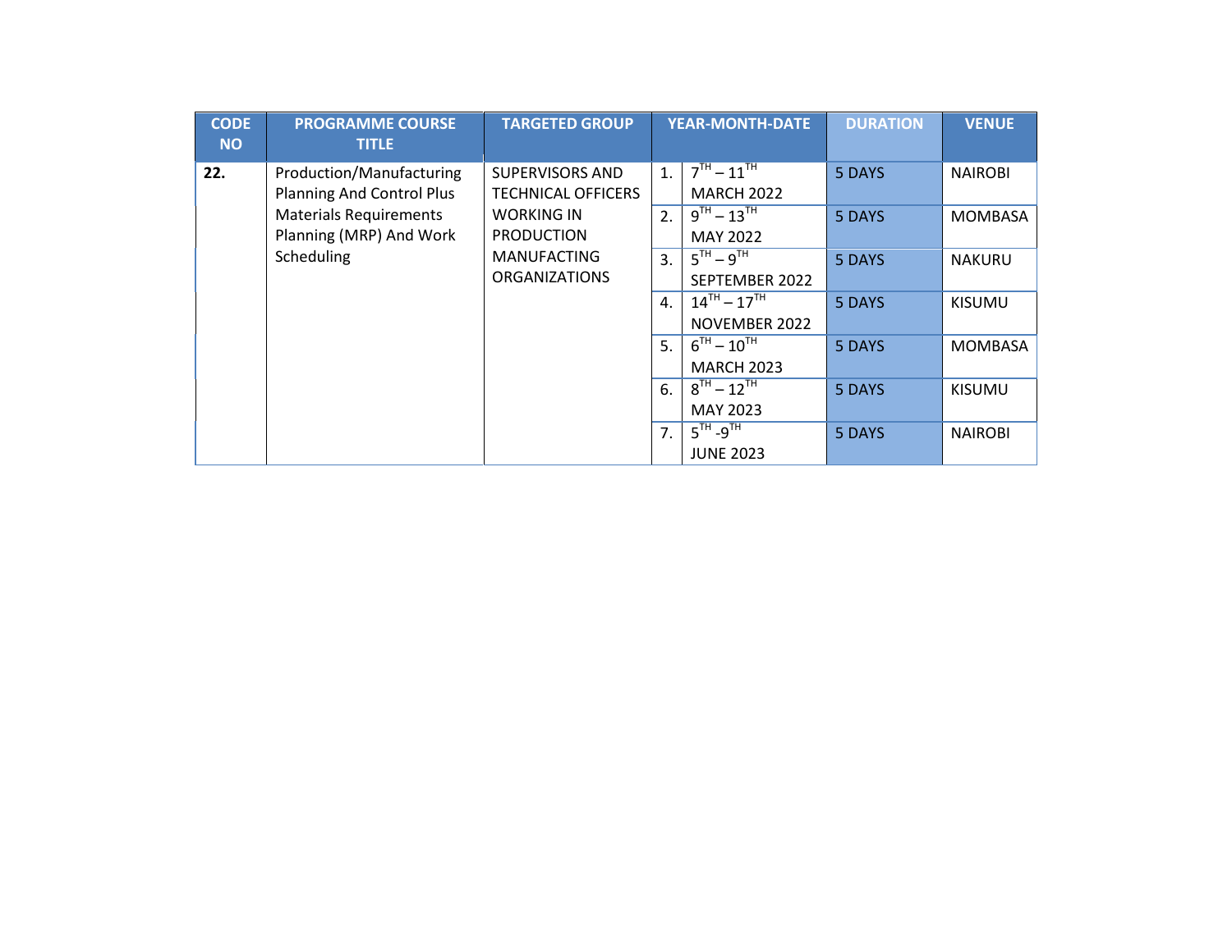| CODE NO | PROGRAMME COURSE TITLE | TARGETED GROUP | YEAR-MONTH-DATE | | DURATION | VENUE |
|---|---|---|---|---|---|---|
| **22.** | Production/Manufacturing Planning And Control Plus Materials Requirements Planning (MRP) And Work Scheduling | SUPERVISORS AND TECHNICAL OFFICERS WORKING IN PRODUCTION MANUFACTING ORGANIZATIONS | 1. | $7^{TH} – 11^{TH}$ MARCH 2022 | 5 DAYS | NAIROBI |
| | | | 2. | $9^{TH} – 13^{TH}$ MAY 2022 | 5 DAYS | MOMBASA |
| | | | 3. | $5^{TH} – 9^{TH}$ SEPTEMBER 2022 | 5 DAYS | NAKURU |
| | | | 4. | $14^{TH} – 17^{TH}$ NOVEMBER 2022 | 5 DAYS | KISUMU |
| | | | 5. | $6^{TH} – 10^{TH}$ MARCH 2023 | 5 DAYS | MOMBASA |
| | | | 6. | $8^{TH} – 12^{TH}$ MAY 2023 | 5 DAYS | KISUMU |
| | | | 7. | $5^{TH}$ -$9^{TH}$ JUNE 2023 | 5 DAYS | NAIROBI |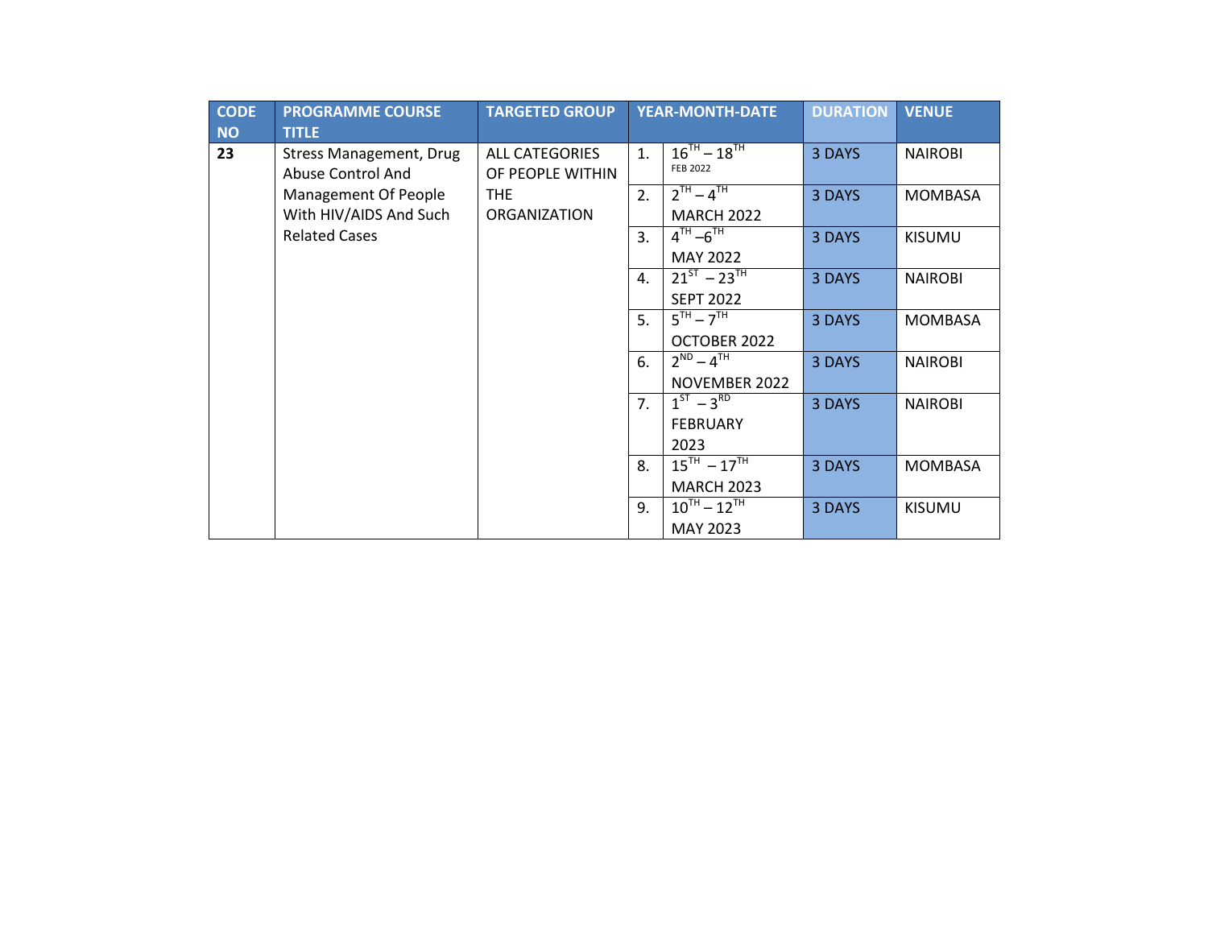| CODE NO | PROGRAMME COURSE TITLE | TARGETED GROUP | YEAR-MONTH-DATE | | DURATION | VENUE |
|---|---|---|---|---|---|---|
| **23** | Stress Management, Drug Abuse Control And Management Of People With HIV/AIDS And Such Related Cases | ALL CATEGORIES OF PEOPLE WITHIN THE ORGANIZATION | 1. | 16TH – 18TH FEB 2022 | 3 DAYS | NAIROBI |
| | | | 2. | 2TH – 4TH MARCH 2022 | 3 DAYS | MOMBASA |
| | | | 3. | 4TH –6TH MAY 2022 | 3 DAYS | KISUMU |
| | | | 4. | 21ST – 23TH SEPT 2022 | 3 DAYS | NAIROBI |
| | | | 5. | 5TH – 7TH OCTOBER 2022 | 3 DAYS | MOMBASA |
| | | | 6. | 2ND – 4TH NOVEMBER 2022 | 3 DAYS | NAIROBI |
| | | | 7. | 1ST – 3RD FEBRUARY 2023 | 3 DAYS | NAIROBI |
| | | | 8. | 15TH – 17TH MARCH 2023 | 3 DAYS | MOMBASA |
| | | | 9. | 10TH – 12TH MAY 2023 | 3 DAYS | KISUMU |